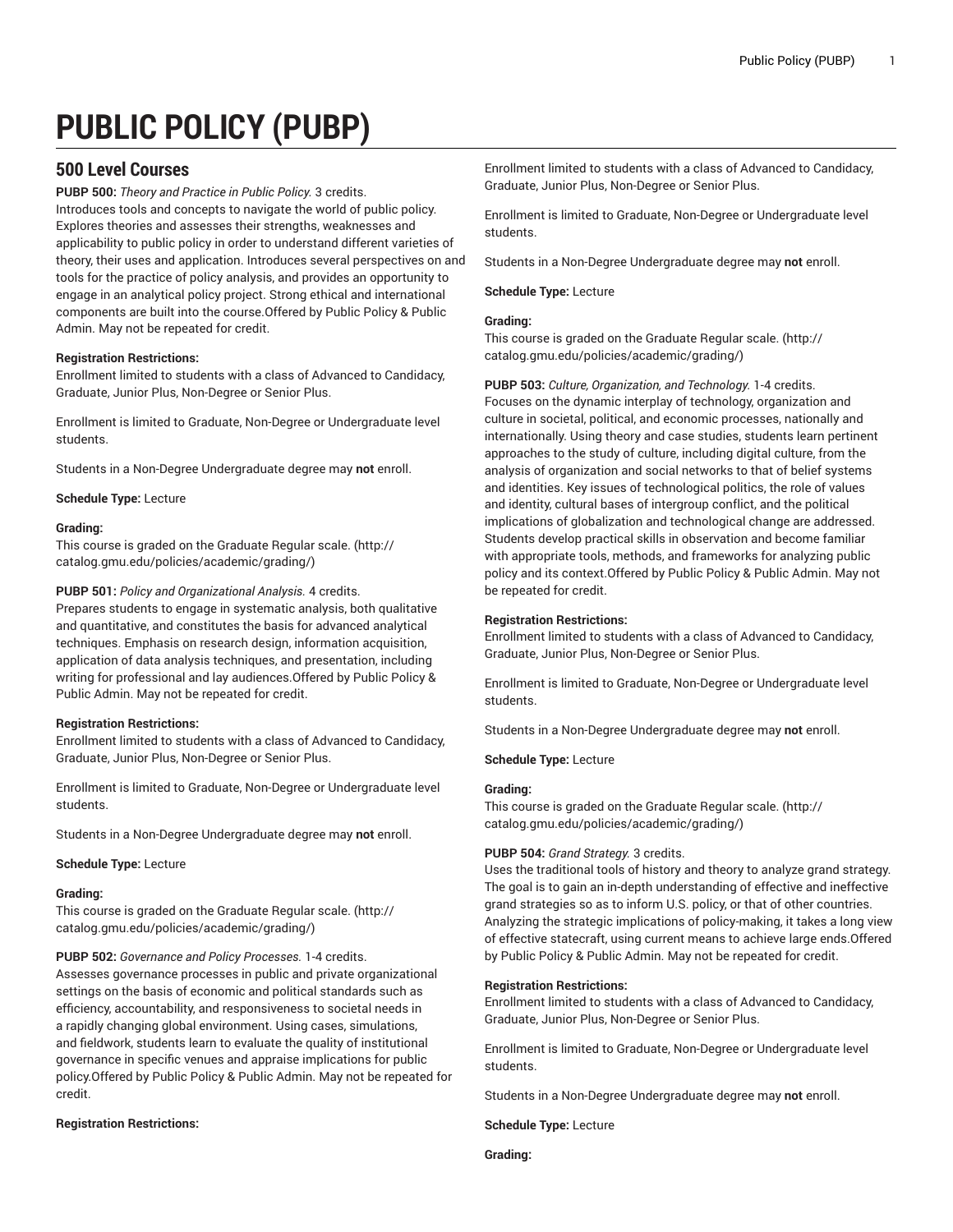# PUBLIC POLICY (PUBP)

## 500 Level Courses

**PUBP 500:** *Theory and Practice in Public Policy.* 3 credits.
Introduces tools and concepts to navigate the world of public policy. Explores theories and assesses their strengths, weaknesses and applicability to public policy in order to understand different varieties of theory, their uses and application. Introduces several perspectives on and tools for the practice of policy analysis, and provides an opportunity to engage in an analytical policy project. Strong ethical and international components are built into the course.Offered by Public Policy & Public Admin. May not be repeated for credit.

**Registration Restrictions:**
Enrollment limited to students with a class of Advanced to Candidacy, Graduate, Junior Plus, Non-Degree or Senior Plus.

Enrollment is limited to Graduate, Non-Degree or Undergraduate level students.

Students in a Non-Degree Undergraduate degree may **not** enroll.

**Schedule Type:** Lecture

**Grading:**
This course is graded on the Graduate Regular scale. (http://catalog.gmu.edu/policies/academic/grading/)

**PUBP 501:** *Policy and Organizational Analysis.* 4 credits.
Prepares students to engage in systematic analysis, both qualitative and quantitative, and constitutes the basis for advanced analytical techniques. Emphasis on research design, information acquisition, application of data analysis techniques, and presentation, including writing for professional and lay audiences.Offered by Public Policy & Public Admin. May not be repeated for credit.

**Registration Restrictions:**
Enrollment limited to students with a class of Advanced to Candidacy, Graduate, Junior Plus, Non-Degree or Senior Plus.

Enrollment is limited to Graduate, Non-Degree or Undergraduate level students.

Students in a Non-Degree Undergraduate degree may **not** enroll.

**Schedule Type:** Lecture

**Grading:**
This course is graded on the Graduate Regular scale. (http://catalog.gmu.edu/policies/academic/grading/)

**PUBP 502:** *Governance and Policy Processes.* 1-4 credits.
Assesses governance processes in public and private organizational settings on the basis of economic and political standards such as efficiency, accountability, and responsiveness to societal needs in a rapidly changing global environment. Using cases, simulations, and fieldwork, students learn to evaluate the quality of institutional governance in specific venues and appraise implications for public policy.Offered by Public Policy & Public Admin. May not be repeated for credit.

**Registration Restrictions:**
Enrollment limited to students with a class of Advanced to Candidacy, Graduate, Junior Plus, Non-Degree or Senior Plus.

Enrollment is limited to Graduate, Non-Degree or Undergraduate level students.

Students in a Non-Degree Undergraduate degree may **not** enroll.

**Schedule Type:** Lecture

**Grading:**
This course is graded on the Graduate Regular scale. (http://catalog.gmu.edu/policies/academic/grading/)

**PUBP 503:** *Culture, Organization, and Technology.* 1-4 credits.
Focuses on the dynamic interplay of technology, organization and culture in societal, political, and economic processes, nationally and internationally. Using theory and case studies, students learn pertinent approaches to the study of culture, including digital culture, from the analysis of organization and social networks to that of belief systems and identities. Key issues of technological politics, the role of values and identity, cultural bases of intergroup conflict, and the political implications of globalization and technological change are addressed. Students develop practical skills in observation and become familiar with appropriate tools, methods, and frameworks for analyzing public policy and its context.Offered by Public Policy & Public Admin. May not be repeated for credit.

**Registration Restrictions:**
Enrollment limited to students with a class of Advanced to Candidacy, Graduate, Junior Plus, Non-Degree or Senior Plus.

Enrollment is limited to Graduate, Non-Degree or Undergraduate level students.

Students in a Non-Degree Undergraduate degree may **not** enroll.

**Schedule Type:** Lecture

**Grading:**
This course is graded on the Graduate Regular scale. (http://catalog.gmu.edu/policies/academic/grading/)

**PUBP 504:** *Grand Strategy.* 3 credits.
Uses the traditional tools of history and theory to analyze grand strategy. The goal is to gain an in-depth understanding of effective and ineffective grand strategies so as to inform U.S. policy, or that of other countries. Analyzing the strategic implications of policy-making, it takes a long view of effective statecraft, using current means to achieve large ends.Offered by Public Policy & Public Admin. May not be repeated for credit.

**Registration Restrictions:**
Enrollment limited to students with a class of Advanced to Candidacy, Graduate, Junior Plus, Non-Degree or Senior Plus.

Enrollment is limited to Graduate, Non-Degree or Undergraduate level students.

Students in a Non-Degree Undergraduate degree may **not** enroll.

**Schedule Type:** Lecture

**Grading:**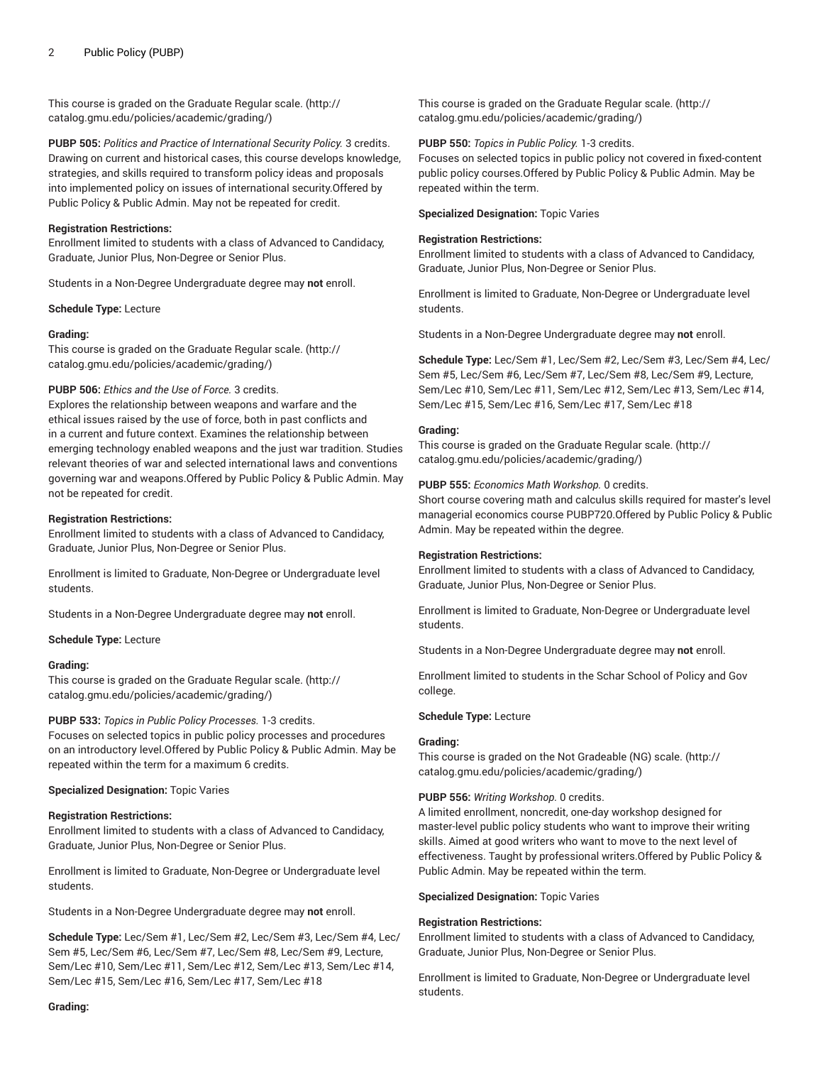This course is graded on the Graduate Regular scale. (http://catalog.gmu.edu/policies/academic/grading/)

**PUBP 505:** *Politics and Practice of International Security Policy.* 3 credits.
Drawing on current and historical cases, this course develops knowledge, strategies, and skills required to transform policy ideas and proposals into implemented policy on issues of international security.Offered by Public Policy & Public Admin. May not be repeated for credit.

**Registration Restrictions:**
Enrollment limited to students with a class of Advanced to Candidacy, Graduate, Junior Plus, Non-Degree or Senior Plus.

Students in a Non-Degree Undergraduate degree may **not** enroll.

**Schedule Type:** Lecture

**Grading:**
This course is graded on the Graduate Regular scale. (http://catalog.gmu.edu/policies/academic/grading/)

**PUBP 506:** *Ethics and the Use of Force.* 3 credits.
Explores the relationship between weapons and warfare and the ethical issues raised by the use of force, both in past conflicts and in a current and future context. Examines the relationship between emerging technology enabled weapons and the just war tradition. Studies relevant theories of war and selected international laws and conventions governing war and weapons.Offered by Public Policy & Public Admin. May not be repeated for credit.

**Registration Restrictions:**
Enrollment limited to students with a class of Advanced to Candidacy, Graduate, Junior Plus, Non-Degree or Senior Plus.

Enrollment is limited to Graduate, Non-Degree or Undergraduate level students.

Students in a Non-Degree Undergraduate degree may **not** enroll.

**Schedule Type:** Lecture

**Grading:**
This course is graded on the Graduate Regular scale. (http://catalog.gmu.edu/policies/academic/grading/)

**PUBP 533:** *Topics in Public Policy Processes.* 1-3 credits.
Focuses on selected topics in public policy processes and procedures on an introductory level.Offered by Public Policy & Public Admin. May be repeated within the term for a maximum 6 credits.

**Specialized Designation:** Topic Varies

**Registration Restrictions:**
Enrollment limited to students with a class of Advanced to Candidacy, Graduate, Junior Plus, Non-Degree or Senior Plus.

Enrollment is limited to Graduate, Non-Degree or Undergraduate level students.

Students in a Non-Degree Undergraduate degree may **not** enroll.

**Schedule Type:** Lec/Sem #1, Lec/Sem #2, Lec/Sem #3, Lec/Sem #4, Lec/Sem #5, Lec/Sem #6, Lec/Sem #7, Lec/Sem #8, Lec/Sem #9, Lecture, Sem/Lec #10, Sem/Lec #11, Sem/Lec #12, Sem/Lec #13, Sem/Lec #14, Sem/Lec #15, Sem/Lec #16, Sem/Lec #17, Sem/Lec #18

**Grading:**
This course is graded on the Graduate Regular scale. (http://catalog.gmu.edu/policies/academic/grading/)

**PUBP 550:** *Topics in Public Policy.* 1-3 credits.
Focuses on selected topics in public policy not covered in fixed-content public policy courses.Offered by Public Policy & Public Admin. May be repeated within the term.

**Specialized Designation:** Topic Varies

**Registration Restrictions:**
Enrollment limited to students with a class of Advanced to Candidacy, Graduate, Junior Plus, Non-Degree or Senior Plus.

Enrollment is limited to Graduate, Non-Degree or Undergraduate level students.

Students in a Non-Degree Undergraduate degree may **not** enroll.

**Schedule Type:** Lec/Sem #1, Lec/Sem #2, Lec/Sem #3, Lec/Sem #4, Lec/Sem #5, Lec/Sem #6, Lec/Sem #7, Lec/Sem #8, Lec/Sem #9, Lecture, Sem/Lec #10, Sem/Lec #11, Sem/Lec #12, Sem/Lec #13, Sem/Lec #14, Sem/Lec #15, Sem/Lec #16, Sem/Lec #17, Sem/Lec #18

**Grading:**
This course is graded on the Graduate Regular scale. (http://catalog.gmu.edu/policies/academic/grading/)

**PUBP 555:** *Economics Math Workshop.* 0 credits.
Short course covering math and calculus skills required for master's level managerial economics course PUBP720.Offered by Public Policy & Public Admin. May be repeated within the degree.

**Registration Restrictions:**
Enrollment limited to students with a class of Advanced to Candidacy, Graduate, Junior Plus, Non-Degree or Senior Plus.

Enrollment is limited to Graduate, Non-Degree or Undergraduate level students.

Students in a Non-Degree Undergraduate degree may **not** enroll.

Enrollment limited to students in the Schar School of Policy and Gov college.

**Schedule Type:** Lecture

**Grading:**
This course is graded on the Not Gradeable (NG) scale. (http://catalog.gmu.edu/policies/academic/grading/)

**PUBP 556:** *Writing Workshop.* 0 credits.
A limited enrollment, noncredit, one-day workshop designed for master-level public policy students who want to improve their writing skills. Aimed at good writers who want to move to the next level of effectiveness. Taught by professional writers.Offered by Public Policy & Public Admin. May be repeated within the term.

**Specialized Designation:** Topic Varies

**Registration Restrictions:**
Enrollment limited to students with a class of Advanced to Candidacy, Graduate, Junior Plus, Non-Degree or Senior Plus.

Enrollment is limited to Graduate, Non-Degree or Undergraduate level students.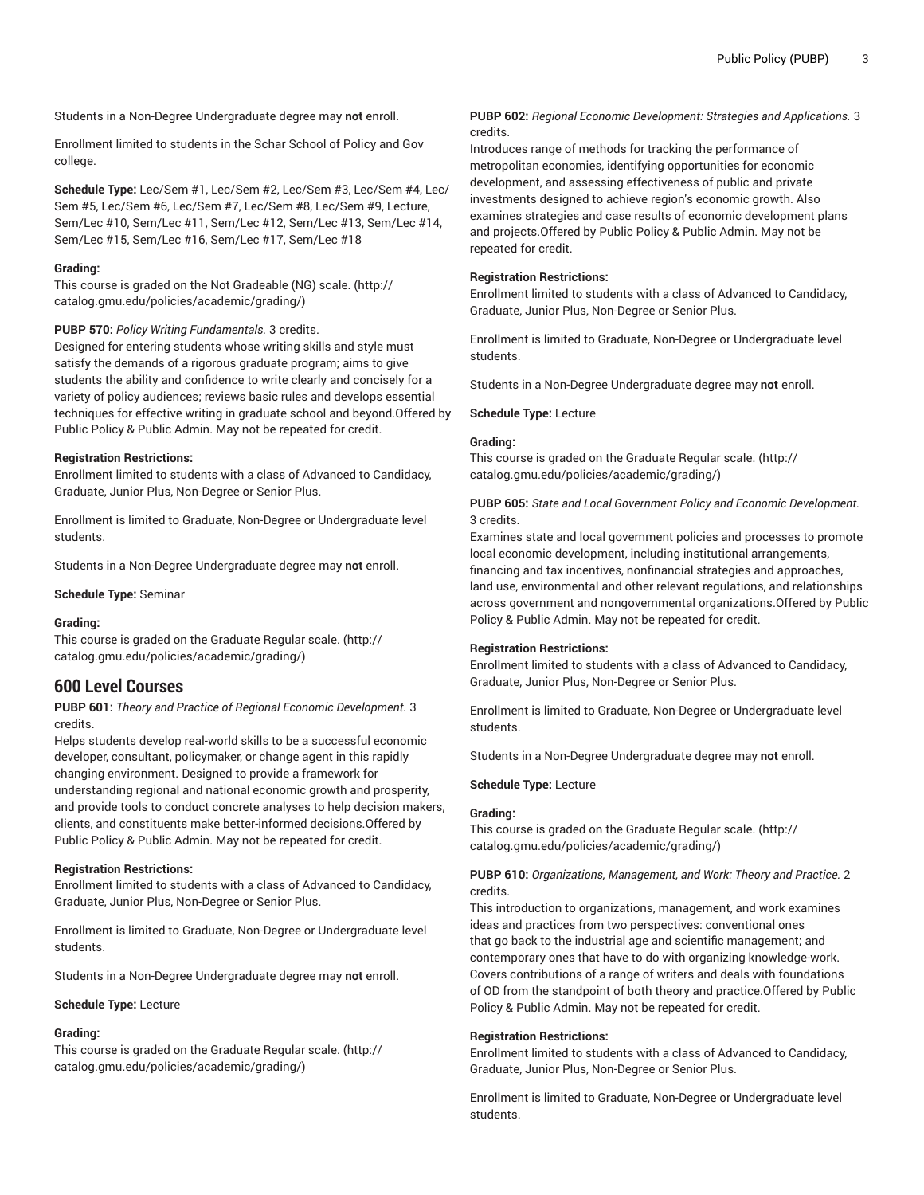Students in a Non-Degree Undergraduate degree may **not** enroll.

Enrollment limited to students in the Schar School of Policy and Gov college.

**Schedule Type:** Lec/Sem #1, Lec/Sem #2, Lec/Sem #3, Lec/Sem #4, Lec/Sem #5, Lec/Sem #6, Lec/Sem #7, Lec/Sem #8, Lec/Sem #9, Lecture, Sem/Lec #10, Sem/Lec #11, Sem/Lec #12, Sem/Lec #13, Sem/Lec #14, Sem/Lec #15, Sem/Lec #16, Sem/Lec #17, Sem/Lec #18

**Grading:**
This course is graded on the Not Gradeable (NG) scale. (http://catalog.gmu.edu/policies/academic/grading/)

**PUBP 570:** *Policy Writing Fundamentals.* 3 credits.
Designed for entering students whose writing skills and style must satisfy the demands of a rigorous graduate program; aims to give students the ability and confidence to write clearly and concisely for a variety of policy audiences; reviews basic rules and develops essential techniques for effective writing in graduate school and beyond.Offered by Public Policy & Public Admin. May not be repeated for credit.

**Registration Restrictions:**
Enrollment limited to students with a class of Advanced to Candidacy, Graduate, Junior Plus, Non-Degree or Senior Plus.

Enrollment is limited to Graduate, Non-Degree or Undergraduate level students.

Students in a Non-Degree Undergraduate degree may **not** enroll.

**Schedule Type:** Seminar

**Grading:**
This course is graded on the Graduate Regular scale. (http://catalog.gmu.edu/policies/academic/grading/)

## 600 Level Courses

**PUBP 601:** *Theory and Practice of Regional Economic Development.* 3 credits.
Helps students develop real-world skills to be a successful economic developer, consultant, policymaker, or change agent in this rapidly changing environment. Designed to provide a framework for understanding regional and national economic growth and prosperity, and provide tools to conduct concrete analyses to help decision makers, clients, and constituents make better-informed decisions.Offered by Public Policy & Public Admin. May not be repeated for credit.

**Registration Restrictions:**
Enrollment limited to students with a class of Advanced to Candidacy, Graduate, Junior Plus, Non-Degree or Senior Plus.

Enrollment is limited to Graduate, Non-Degree or Undergraduate level students.

Students in a Non-Degree Undergraduate degree may **not** enroll.

**Schedule Type:** Lecture

**Grading:**
This course is graded on the Graduate Regular scale. (http://catalog.gmu.edu/policies/academic/grading/)

**PUBP 602:** *Regional Economic Development: Strategies and Applications.* 3 credits.
Introduces range of methods for tracking the performance of metropolitan economies, identifying opportunities for economic development, and assessing effectiveness of public and private investments designed to achieve region's economic growth. Also examines strategies and case results of economic development plans and projects.Offered by Public Policy & Public Admin. May not be repeated for credit.

**Registration Restrictions:**
Enrollment limited to students with a class of Advanced to Candidacy, Graduate, Junior Plus, Non-Degree or Senior Plus.

Enrollment is limited to Graduate, Non-Degree or Undergraduate level students.

Students in a Non-Degree Undergraduate degree may **not** enroll.

**Schedule Type:** Lecture

**Grading:**
This course is graded on the Graduate Regular scale. (http://catalog.gmu.edu/policies/academic/grading/)

**PUBP 605:** *State and Local Government Policy and Economic Development.* 3 credits.
Examines state and local government policies and processes to promote local economic development, including institutional arrangements, financing and tax incentives, nonfinancial strategies and approaches, land use, environmental and other relevant regulations, and relationships across government and nongovernmental organizations.Offered by Public Policy & Public Admin. May not be repeated for credit.

**Registration Restrictions:**
Enrollment limited to students with a class of Advanced to Candidacy, Graduate, Junior Plus, Non-Degree or Senior Plus.

Enrollment is limited to Graduate, Non-Degree or Undergraduate level students.

Students in a Non-Degree Undergraduate degree may **not** enroll.

**Schedule Type:** Lecture

**Grading:**
This course is graded on the Graduate Regular scale. (http://catalog.gmu.edu/policies/academic/grading/)

**PUBP 610:** *Organizations, Management, and Work: Theory and Practice.* 2 credits.
This introduction to organizations, management, and work examines ideas and practices from two perspectives: conventional ones that go back to the industrial age and scientific management; and contemporary ones that have to do with organizing knowledge-work. Covers contributions of a range of writers and deals with foundations of OD from the standpoint of both theory and practice.Offered by Public Policy & Public Admin. May not be repeated for credit.

**Registration Restrictions:**
Enrollment limited to students with a class of Advanced to Candidacy, Graduate, Junior Plus, Non-Degree or Senior Plus.

Enrollment is limited to Graduate, Non-Degree or Undergraduate level students.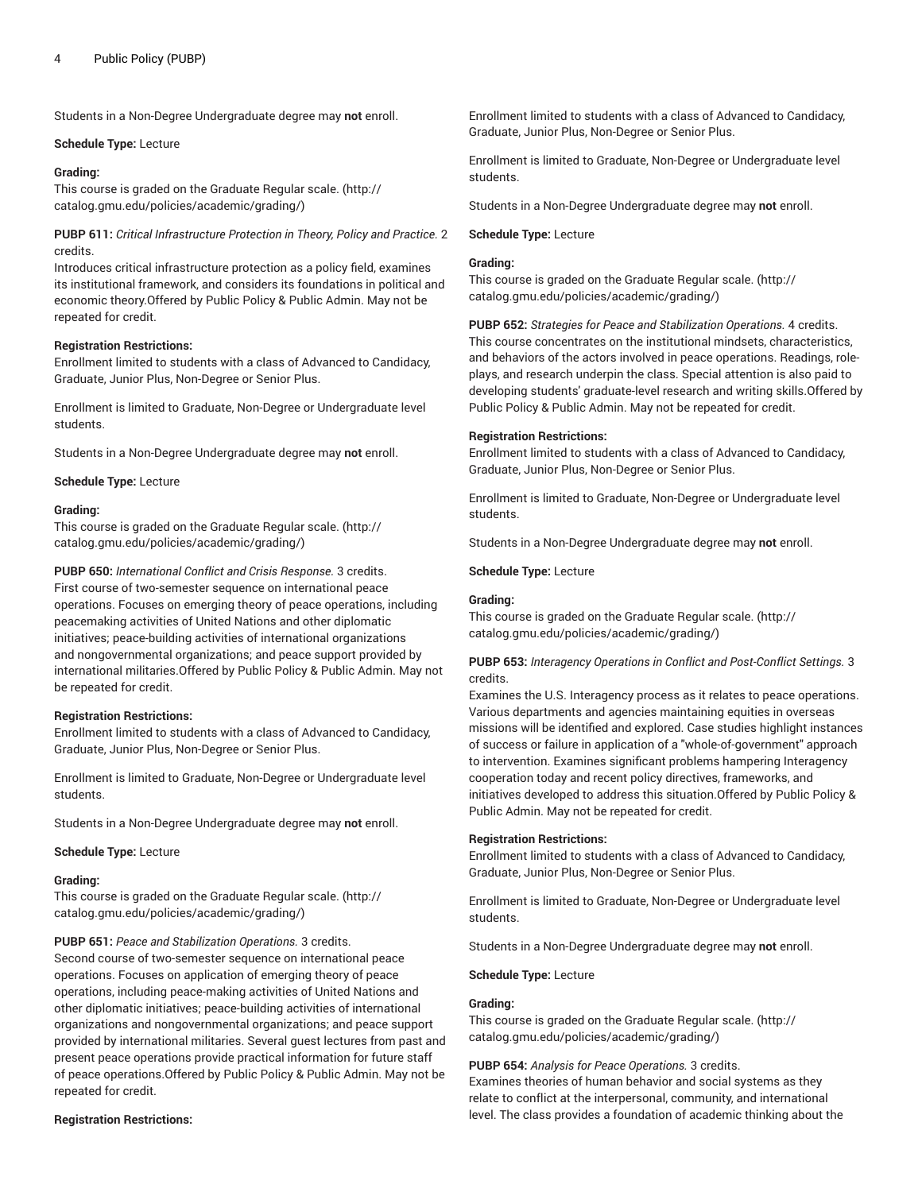Students in a Non-Degree Undergraduate degree may **not** enroll.

**Schedule Type:** Lecture

**Grading:**
This course is graded on the Graduate Regular scale. (http://catalog.gmu.edu/policies/academic/grading/)

**PUBP 611:** *Critical Infrastructure Protection in Theory, Policy and Practice.* 2 credits.
Introduces critical infrastructure protection as a policy field, examines its institutional framework, and considers its foundations in political and economic theory.Offered by Public Policy & Public Admin. May not be repeated for credit.

**Registration Restrictions:**
Enrollment limited to students with a class of Advanced to Candidacy, Graduate, Junior Plus, Non-Degree or Senior Plus.

Enrollment is limited to Graduate, Non-Degree or Undergraduate level students.

Students in a Non-Degree Undergraduate degree may **not** enroll.

**Schedule Type:** Lecture

**Grading:**
This course is graded on the Graduate Regular scale. (http://catalog.gmu.edu/policies/academic/grading/)

**PUBP 650:** *International Conflict and Crisis Response.* 3 credits.
First course of two-semester sequence on international peace operations. Focuses on emerging theory of peace operations, including peacemaking activities of United Nations and other diplomatic initiatives; peace-building activities of international organizations and nongovernmental organizations; and peace support provided by international militaries.Offered by Public Policy & Public Admin. May not be repeated for credit.

**Registration Restrictions:**
Enrollment limited to students with a class of Advanced to Candidacy, Graduate, Junior Plus, Non-Degree or Senior Plus.

Enrollment is limited to Graduate, Non-Degree or Undergraduate level students.

Students in a Non-Degree Undergraduate degree may **not** enroll.

**Schedule Type:** Lecture

**Grading:**
This course is graded on the Graduate Regular scale. (http://catalog.gmu.edu/policies/academic/grading/)

**PUBP 651:** *Peace and Stabilization Operations.* 3 credits.
Second course of two-semester sequence on international peace operations. Focuses on application of emerging theory of peace operations, including peace-making activities of United Nations and other diplomatic initiatives; peace-building activities of international organizations and nongovernmental organizations; and peace support provided by international militaries. Several guest lectures from past and present peace operations provide practical information for future staff of peace operations.Offered by Public Policy & Public Admin. May not be repeated for credit.

**Registration Restrictions:**
Enrollment limited to students with a class of Advanced to Candidacy, Graduate, Junior Plus, Non-Degree or Senior Plus.

Enrollment is limited to Graduate, Non-Degree or Undergraduate level students.

Students in a Non-Degree Undergraduate degree may **not** enroll.

**Schedule Type:** Lecture

**Grading:**
This course is graded on the Graduate Regular scale. (http://catalog.gmu.edu/policies/academic/grading/)

**PUBP 652:** *Strategies for Peace and Stabilization Operations.* 4 credits.
This course concentrates on the institutional mindsets, characteristics, and behaviors of the actors involved in peace operations. Readings, role-plays, and research underpin the class. Special attention is also paid to developing students' graduate-level research and writing skills.Offered by Public Policy & Public Admin. May not be repeated for credit.

**Registration Restrictions:**
Enrollment limited to students with a class of Advanced to Candidacy, Graduate, Junior Plus, Non-Degree or Senior Plus.

Enrollment is limited to Graduate, Non-Degree or Undergraduate level students.

Students in a Non-Degree Undergraduate degree may **not** enroll.

**Schedule Type:** Lecture

**Grading:**
This course is graded on the Graduate Regular scale. (http://catalog.gmu.edu/policies/academic/grading/)

**PUBP 653:** *Interagency Operations in Conflict and Post-Conflict Settings.* 3 credits.
Examines the U.S. Interagency process as it relates to peace operations. Various departments and agencies maintaining equities in overseas missions will be identified and explored. Case studies highlight instances of success or failure in application of a "whole-of-government" approach to intervention. Examines significant problems hampering Interagency cooperation today and recent policy directives, frameworks, and initiatives developed to address this situation.Offered by Public Policy & Public Admin. May not be repeated for credit.

**Registration Restrictions:**
Enrollment limited to students with a class of Advanced to Candidacy, Graduate, Junior Plus, Non-Degree or Senior Plus.

Enrollment is limited to Graduate, Non-Degree or Undergraduate level students.

Students in a Non-Degree Undergraduate degree may **not** enroll.

**Schedule Type:** Lecture

**Grading:**
This course is graded on the Graduate Regular scale. (http://catalog.gmu.edu/policies/academic/grading/)

**PUBP 654:** *Analysis for Peace Operations.* 3 credits.
Examines theories of human behavior and social systems as they relate to conflict at the interpersonal, community, and international level. The class provides a foundation of academic thinking about the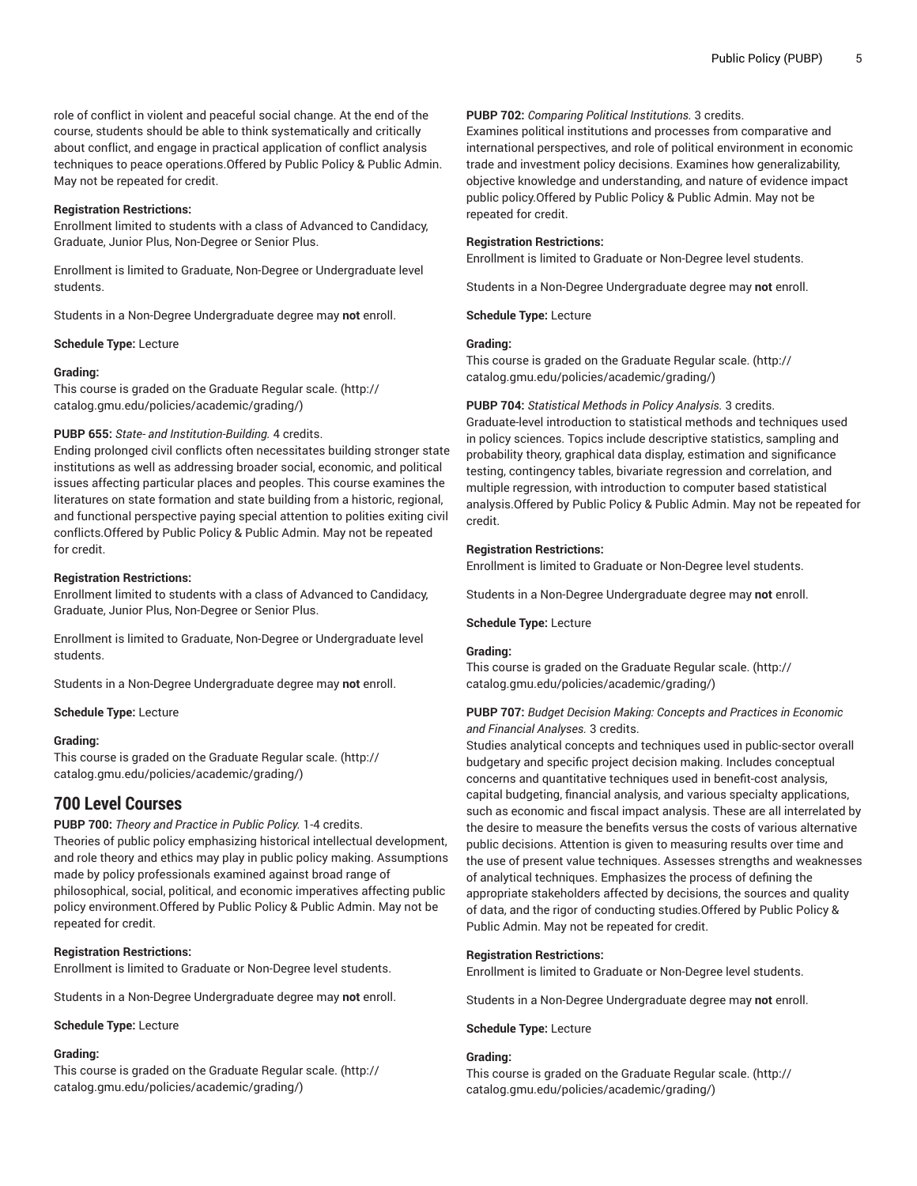role of conflict in violent and peaceful social change. At the end of the course, students should be able to think systematically and critically about conflict, and engage in practical application of conflict analysis techniques to peace operations.Offered by Public Policy & Public Admin. May not be repeated for credit.

**Registration Restrictions:**

Enrollment limited to students with a class of Advanced to Candidacy, Graduate, Junior Plus, Non-Degree or Senior Plus.

Enrollment is limited to Graduate, Non-Degree or Undergraduate level students.

Students in a Non-Degree Undergraduate degree may **not** enroll.

**Schedule Type:** Lecture

**Grading:**

This course is graded on the Graduate Regular scale. (http://catalog.gmu.edu/policies/academic/grading/)

**PUBP 655:** *State- and Institution-Building.* 4 credits.

Ending prolonged civil conflicts often necessitates building stronger state institutions as well as addressing broader social, economic, and political issues affecting particular places and peoples. This course examines the literatures on state formation and state building from a historic, regional, and functional perspective paying special attention to polities exiting civil conflicts.Offered by Public Policy & Public Admin. May not be repeated for credit.

**Registration Restrictions:**

Enrollment limited to students with a class of Advanced to Candidacy, Graduate, Junior Plus, Non-Degree or Senior Plus.

Enrollment is limited to Graduate, Non-Degree or Undergraduate level students.

Students in a Non-Degree Undergraduate degree may **not** enroll.

**Schedule Type:** Lecture

**Grading:**

This course is graded on the Graduate Regular scale. (http://catalog.gmu.edu/policies/academic/grading/)

## 700 Level Courses

**PUBP 700:** *Theory and Practice in Public Policy.* 1-4 credits.

Theories of public policy emphasizing historical intellectual development, and role theory and ethics may play in public policy making. Assumptions made by policy professionals examined against broad range of philosophical, social, political, and economic imperatives affecting public policy environment.Offered by Public Policy & Public Admin. May not be repeated for credit.

**Registration Restrictions:**

Enrollment is limited to Graduate or Non-Degree level students.

Students in a Non-Degree Undergraduate degree may **not** enroll.

**Schedule Type:** Lecture

**Grading:**

This course is graded on the Graduate Regular scale. (http://catalog.gmu.edu/policies/academic/grading/)

**PUBP 702:** *Comparing Political Institutions.* 3 credits.

Examines political institutions and processes from comparative and international perspectives, and role of political environment in economic trade and investment policy decisions. Examines how generalizability, objective knowledge and understanding, and nature of evidence impact public policy.Offered by Public Policy & Public Admin. May not be repeated for credit.

**Registration Restrictions:**

Enrollment is limited to Graduate or Non-Degree level students.

Students in a Non-Degree Undergraduate degree may **not** enroll.

**Schedule Type:** Lecture

**Grading:**

This course is graded on the Graduate Regular scale. (http://catalog.gmu.edu/policies/academic/grading/)

**PUBP 704:** *Statistical Methods in Policy Analysis.* 3 credits.

Graduate-level introduction to statistical methods and techniques used in policy sciences. Topics include descriptive statistics, sampling and probability theory, graphical data display, estimation and significance testing, contingency tables, bivariate regression and correlation, and multiple regression, with introduction to computer based statistical analysis.Offered by Public Policy & Public Admin. May not be repeated for credit.

**Registration Restrictions:**

Enrollment is limited to Graduate or Non-Degree level students.

Students in a Non-Degree Undergraduate degree may **not** enroll.

**Schedule Type:** Lecture

**Grading:**

This course is graded on the Graduate Regular scale. (http://catalog.gmu.edu/policies/academic/grading/)

**PUBP 707:** *Budget Decision Making: Concepts and Practices in Economic and Financial Analyses.* 3 credits.

Studies analytical concepts and techniques used in public-sector overall budgetary and specific project decision making. Includes conceptual concerns and quantitative techniques used in benefit-cost analysis, capital budgeting, financial analysis, and various specialty applications, such as economic and fiscal impact analysis. These are all interrelated by the desire to measure the benefits versus the costs of various alternative public decisions. Attention is given to measuring results over time and the use of present value techniques. Assesses strengths and weaknesses of analytical techniques. Emphasizes the process of defining the appropriate stakeholders affected by decisions, the sources and quality of data, and the rigor of conducting studies.Offered by Public Policy & Public Admin. May not be repeated for credit.

**Registration Restrictions:**

Enrollment is limited to Graduate or Non-Degree level students.

Students in a Non-Degree Undergraduate degree may **not** enroll.

**Schedule Type:** Lecture

**Grading:**

This course is graded on the Graduate Regular scale. (http://catalog.gmu.edu/policies/academic/grading/)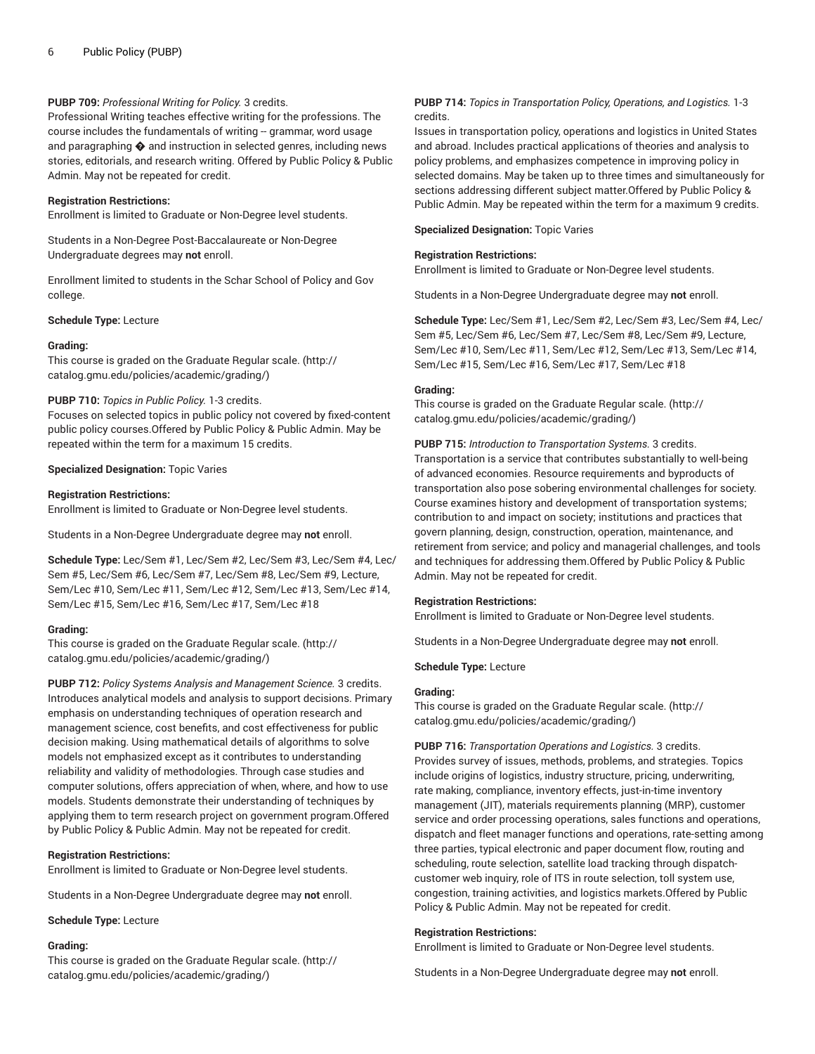**PUBP 709:** *Professional Writing for Policy.* 3 credits.
Professional Writing teaches effective writing for the professions. The course includes the fundamentals of writing -- grammar, word usage and paragraphing � and instruction in selected genres, including news stories, editorials, and research writing. Offered by Public Policy & Public Admin. May not be repeated for credit.

**Registration Restrictions:**
Enrollment is limited to Graduate or Non-Degree level students.

Students in a Non-Degree Post-Baccalaureate or Non-Degree Undergraduate degrees may **not** enroll.

Enrollment limited to students in the Schar School of Policy and Gov college.

**Schedule Type:** Lecture

**Grading:**
This course is graded on the Graduate Regular scale. (http://catalog.gmu.edu/policies/academic/grading/)

**PUBP 710:** *Topics in Public Policy.* 1-3 credits.
Focuses on selected topics in public policy not covered by fixed-content public policy courses.Offered by Public Policy & Public Admin. May be repeated within the term for a maximum 15 credits.

**Specialized Designation:** Topic Varies

**Registration Restrictions:**
Enrollment is limited to Graduate or Non-Degree level students.

Students in a Non-Degree Undergraduate degree may **not** enroll.

**Schedule Type:** Lec/Sem #1, Lec/Sem #2, Lec/Sem #3, Lec/Sem #4, Lec/Sem #5, Lec/Sem #6, Lec/Sem #7, Lec/Sem #8, Lec/Sem #9, Lecture, Sem/Lec #10, Sem/Lec #11, Sem/Lec #12, Sem/Lec #13, Sem/Lec #14, Sem/Lec #15, Sem/Lec #16, Sem/Lec #17, Sem/Lec #18

**Grading:**
This course is graded on the Graduate Regular scale. (http://catalog.gmu.edu/policies/academic/grading/)

**PUBP 712:** *Policy Systems Analysis and Management Science.* 3 credits.
Introduces analytical models and analysis to support decisions. Primary emphasis on understanding techniques of operation research and management science, cost benefits, and cost effectiveness for public decision making. Using mathematical details of algorithms to solve models not emphasized except as it contributes to understanding reliability and validity of methodologies. Through case studies and computer solutions, offers appreciation of when, where, and how to use models. Students demonstrate their understanding of techniques by applying them to term research project on government program.Offered by Public Policy & Public Admin. May not be repeated for credit.

**Registration Restrictions:**
Enrollment is limited to Graduate or Non-Degree level students.

Students in a Non-Degree Undergraduate degree may **not** enroll.

**Schedule Type:** Lecture

**Grading:**
This course is graded on the Graduate Regular scale. (http://catalog.gmu.edu/policies/academic/grading/)

**PUBP 714:** *Topics in Transportation Policy, Operations, and Logistics.* 1-3 credits.
Issues in transportation policy, operations and logistics in United States and abroad. Includes practical applications of theories and analysis to policy problems, and emphasizes competence in improving policy in selected domains. May be taken up to three times and simultaneously for sections addressing different subject matter.Offered by Public Policy & Public Admin. May be repeated within the term for a maximum 9 credits.

**Specialized Designation:** Topic Varies

**Registration Restrictions:**
Enrollment is limited to Graduate or Non-Degree level students.

Students in a Non-Degree Undergraduate degree may **not** enroll.

**Schedule Type:** Lec/Sem #1, Lec/Sem #2, Lec/Sem #3, Lec/Sem #4, Lec/Sem #5, Lec/Sem #6, Lec/Sem #7, Lec/Sem #8, Lec/Sem #9, Lecture, Sem/Lec #10, Sem/Lec #11, Sem/Lec #12, Sem/Lec #13, Sem/Lec #14, Sem/Lec #15, Sem/Lec #16, Sem/Lec #17, Sem/Lec #18

**Grading:**
This course is graded on the Graduate Regular scale. (http://catalog.gmu.edu/policies/academic/grading/)

**PUBP 715:** *Introduction to Transportation Systems.* 3 credits.
Transportation is a service that contributes substantially to well-being of advanced economies. Resource requirements and byproducts of transportation also pose sobering environmental challenges for society. Course examines history and development of transportation systems; contribution to and impact on society; institutions and practices that govern planning, design, construction, operation, maintenance, and retirement from service; and policy and managerial challenges, and tools and techniques for addressing them.Offered by Public Policy & Public Admin. May not be repeated for credit.

**Registration Restrictions:**
Enrollment is limited to Graduate or Non-Degree level students.

Students in a Non-Degree Undergraduate degree may **not** enroll.

**Schedule Type:** Lecture

**Grading:**
This course is graded on the Graduate Regular scale. (http://catalog.gmu.edu/policies/academic/grading/)

**PUBP 716:** *Transportation Operations and Logistics.* 3 credits.
Provides survey of issues, methods, problems, and strategies. Topics include origins of logistics, industry structure, pricing, underwriting, rate making, compliance, inventory effects, just-in-time inventory management (JIT), materials requirements planning (MRP), customer service and order processing operations, sales functions and operations, dispatch and fleet manager functions and operations, rate-setting among three parties, typical electronic and paper document flow, routing and scheduling, route selection, satellite load tracking through dispatch-customer web inquiry, role of ITS in route selection, toll system use, congestion, training activities, and logistics markets.Offered by Public Policy & Public Admin. May not be repeated for credit.

**Registration Restrictions:**
Enrollment is limited to Graduate or Non-Degree level students.

Students in a Non-Degree Undergraduate degree may **not** enroll.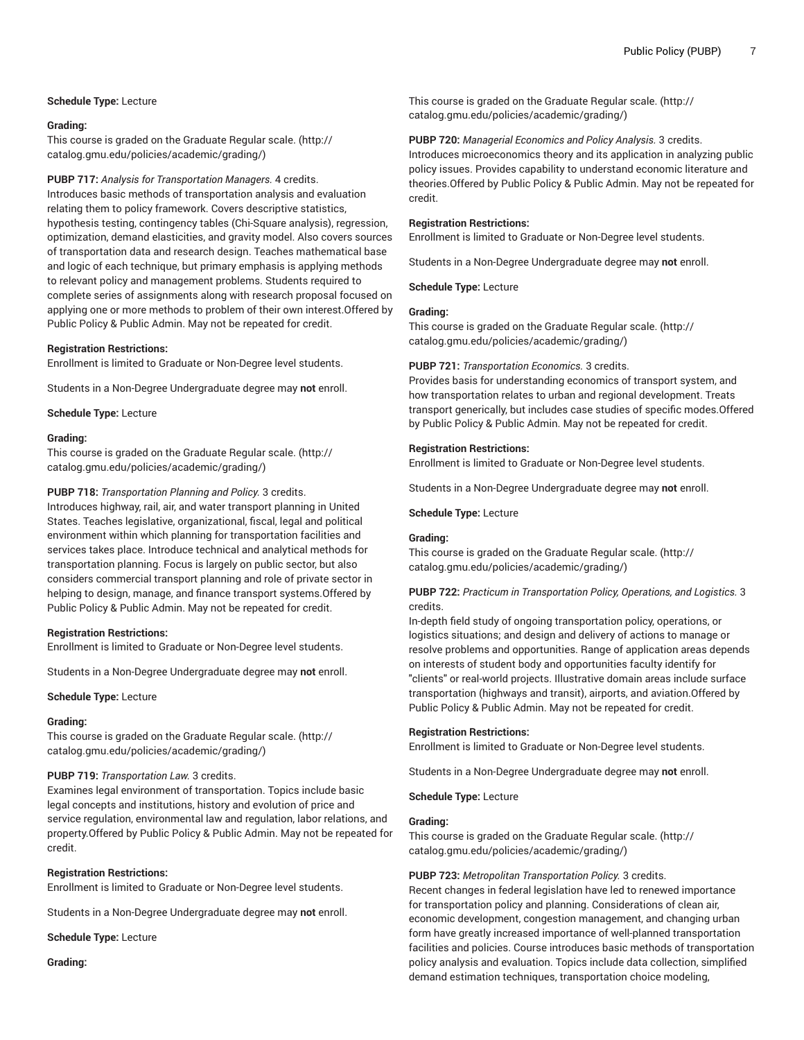**Schedule Type:** Lecture

**Grading:**
This course is graded on the Graduate Regular scale. (http://catalog.gmu.edu/policies/academic/grading/)

**PUBP 717:** *Analysis for Transportation Managers.* 4 credits.
Introduces basic methods of transportation analysis and evaluation relating them to policy framework. Covers descriptive statistics, hypothesis testing, contingency tables (Chi-Square analysis), regression, optimization, demand elasticities, and gravity model. Also covers sources of transportation data and research design. Teaches mathematical base and logic of each technique, but primary emphasis is applying methods to relevant policy and management problems. Students required to complete series of assignments along with research proposal focused on applying one or more methods to problem of their own interest.Offered by Public Policy & Public Admin. May not be repeated for credit.

**Registration Restrictions:**
Enrollment is limited to Graduate or Non-Degree level students.

Students in a Non-Degree Undergraduate degree may **not** enroll.

**Schedule Type:** Lecture

**Grading:**
This course is graded on the Graduate Regular scale. (http://catalog.gmu.edu/policies/academic/grading/)

**PUBP 718:** *Transportation Planning and Policy.* 3 credits.
Introduces highway, rail, air, and water transport planning in United States. Teaches legislative, organizational, fiscal, legal and political environment within which planning for transportation facilities and services takes place. Introduce technical and analytical methods for transportation planning. Focus is largely on public sector, but also considers commercial transport planning and role of private sector in helping to design, manage, and finance transport systems.Offered by Public Policy & Public Admin. May not be repeated for credit.

**Registration Restrictions:**
Enrollment is limited to Graduate or Non-Degree level students.

Students in a Non-Degree Undergraduate degree may **not** enroll.

**Schedule Type:** Lecture

**Grading:**
This course is graded on the Graduate Regular scale. (http://catalog.gmu.edu/policies/academic/grading/)

**PUBP 719:** *Transportation Law.* 3 credits.
Examines legal environment of transportation. Topics include basic legal concepts and institutions, history and evolution of price and service regulation, environmental law and regulation, labor relations, and property.Offered by Public Policy & Public Admin. May not be repeated for credit.

**Registration Restrictions:**
Enrollment is limited to Graduate or Non-Degree level students.

Students in a Non-Degree Undergraduate degree may **not** enroll.

**Schedule Type:** Lecture

**Grading:**
This course is graded on the Graduate Regular scale. (http://catalog.gmu.edu/policies/academic/grading/)

**PUBP 720:** *Managerial Economics and Policy Analysis.* 3 credits.
Introduces microeconomics theory and its application in analyzing public policy issues. Provides capability to understand economic literature and theories.Offered by Public Policy & Public Admin. May not be repeated for credit.

**Registration Restrictions:**
Enrollment is limited to Graduate or Non-Degree level students.

Students in a Non-Degree Undergraduate degree may **not** enroll.

**Schedule Type:** Lecture

**Grading:**
This course is graded on the Graduate Regular scale. (http://catalog.gmu.edu/policies/academic/grading/)

**PUBP 721:** *Transportation Economics.* 3 credits.
Provides basis for understanding economics of transport system, and how transportation relates to urban and regional development. Treats transport generically, but includes case studies of specific modes.Offered by Public Policy & Public Admin. May not be repeated for credit.

**Registration Restrictions:**
Enrollment is limited to Graduate or Non-Degree level students.

Students in a Non-Degree Undergraduate degree may **not** enroll.

**Schedule Type:** Lecture

**Grading:**
This course is graded on the Graduate Regular scale. (http://catalog.gmu.edu/policies/academic/grading/)

**PUBP 722:** *Practicum in Transportation Policy, Operations, and Logistics.* 3 credits.
In-depth field study of ongoing transportation policy, operations, or logistics situations; and design and delivery of actions to manage or resolve problems and opportunities. Range of application areas depends on interests of student body and opportunities faculty identify for "clients" or real-world projects. Illustrative domain areas include surface transportation (highways and transit), airports, and aviation.Offered by Public Policy & Public Admin. May not be repeated for credit.

**Registration Restrictions:**
Enrollment is limited to Graduate or Non-Degree level students.

Students in a Non-Degree Undergraduate degree may **not** enroll.

**Schedule Type:** Lecture

**Grading:**
This course is graded on the Graduate Regular scale. (http://catalog.gmu.edu/policies/academic/grading/)

**PUBP 723:** *Metropolitan Transportation Policy.* 3 credits.
Recent changes in federal legislation have led to renewed importance for transportation policy and planning. Considerations of clean air, economic development, congestion management, and changing urban form have greatly increased importance of well-planned transportation facilities and policies. Course introduces basic methods of transportation policy analysis and evaluation. Topics include data collection, simplified demand estimation techniques, transportation choice modeling,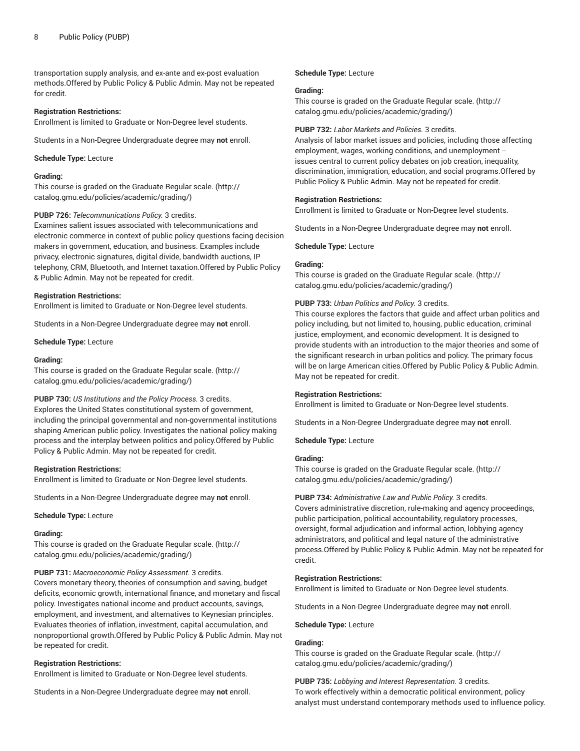transportation supply analysis, and ex-ante and ex-post evaluation methods.Offered by Public Policy & Public Admin. May not be repeated for credit.

**Registration Restrictions:**
Enrollment is limited to Graduate or Non-Degree level students.

Students in a Non-Degree Undergraduate degree may **not** enroll.

**Schedule Type:** Lecture

**Grading:**
This course is graded on the Graduate Regular scale. (http://catalog.gmu.edu/policies/academic/grading/)

**PUBP 726:** *Telecommunications Policy.* 3 credits.
Examines salient issues associated with telecommunications and electronic commerce in context of public policy questions facing decision makers in government, education, and business. Examples include privacy, electronic signatures, digital divide, bandwidth auctions, IP telephony, CRM, Bluetooth, and Internet taxation.Offered by Public Policy & Public Admin. May not be repeated for credit.

**Registration Restrictions:**
Enrollment is limited to Graduate or Non-Degree level students.

Students in a Non-Degree Undergraduate degree may **not** enroll.

**Schedule Type:** Lecture

**Grading:**
This course is graded on the Graduate Regular scale. (http://catalog.gmu.edu/policies/academic/grading/)

**PUBP 730:** *US Institutions and the Policy Process.* 3 credits.
Explores the United States constitutional system of government, including the principal governmental and non-governmental institutions shaping American public policy. Investigates the national policy making process and the interplay between politics and policy.Offered by Public Policy & Public Admin. May not be repeated for credit.

**Registration Restrictions:**
Enrollment is limited to Graduate or Non-Degree level students.

Students in a Non-Degree Undergraduate degree may **not** enroll.

**Schedule Type:** Lecture

**Grading:**
This course is graded on the Graduate Regular scale. (http://catalog.gmu.edu/policies/academic/grading/)

**PUBP 731:** *Macroeconomic Policy Assessment.* 3 credits.
Covers monetary theory, theories of consumption and saving, budget deficits, economic growth, international finance, and monetary and fiscal policy. Investigates national income and product accounts, savings, employment, and investment, and alternatives to Keynesian principles. Evaluates theories of inflation, investment, capital accumulation, and nonproportional growth.Offered by Public Policy & Public Admin. May not be repeated for credit.

**Registration Restrictions:**
Enrollment is limited to Graduate or Non-Degree level students.

Students in a Non-Degree Undergraduate degree may **not** enroll.

**Schedule Type:** Lecture

**Grading:**
This course is graded on the Graduate Regular scale. (http://catalog.gmu.edu/policies/academic/grading/)

**PUBP 732:** *Labor Markets and Policies.* 3 credits.
Analysis of labor market issues and policies, including those affecting employment, wages, working conditions, and unemployment -- issues central to current policy debates on job creation, inequality, discrimination, immigration, education, and social programs.Offered by Public Policy & Public Admin. May not be repeated for credit.

**Registration Restrictions:**
Enrollment is limited to Graduate or Non-Degree level students.

Students in a Non-Degree Undergraduate degree may **not** enroll.

**Schedule Type:** Lecture

**Grading:**
This course is graded on the Graduate Regular scale. (http://catalog.gmu.edu/policies/academic/grading/)

**PUBP 733:** *Urban Politics and Policy.* 3 credits.
This course explores the factors that guide and affect urban politics and policy including, but not limited to, housing, public education, criminal justice, employment, and economic development. It is designed to provide students with an introduction to the major theories and some of the significant research in urban politics and policy. The primary focus will be on large American cities.Offered by Public Policy & Public Admin. May not be repeated for credit.

**Registration Restrictions:**
Enrollment is limited to Graduate or Non-Degree level students.

Students in a Non-Degree Undergraduate degree may **not** enroll.

**Schedule Type:** Lecture

**Grading:**
This course is graded on the Graduate Regular scale. (http://catalog.gmu.edu/policies/academic/grading/)

**PUBP 734:** *Administrative Law and Public Policy.* 3 credits.
Covers administrative discretion, rule-making and agency proceedings, public participation, political accountability, regulatory processes, oversight, formal adjudication and informal action, lobbying agency administrators, and political and legal nature of the administrative process.Offered by Public Policy & Public Admin. May not be repeated for credit.

**Registration Restrictions:**
Enrollment is limited to Graduate or Non-Degree level students.

Students in a Non-Degree Undergraduate degree may **not** enroll.

**Schedule Type:** Lecture

**Grading:**
This course is graded on the Graduate Regular scale. (http://catalog.gmu.edu/policies/academic/grading/)

**PUBP 735:** *Lobbying and Interest Representation.* 3 credits.
To work effectively within a democratic political environment, policy analyst must understand contemporary methods used to influence policy.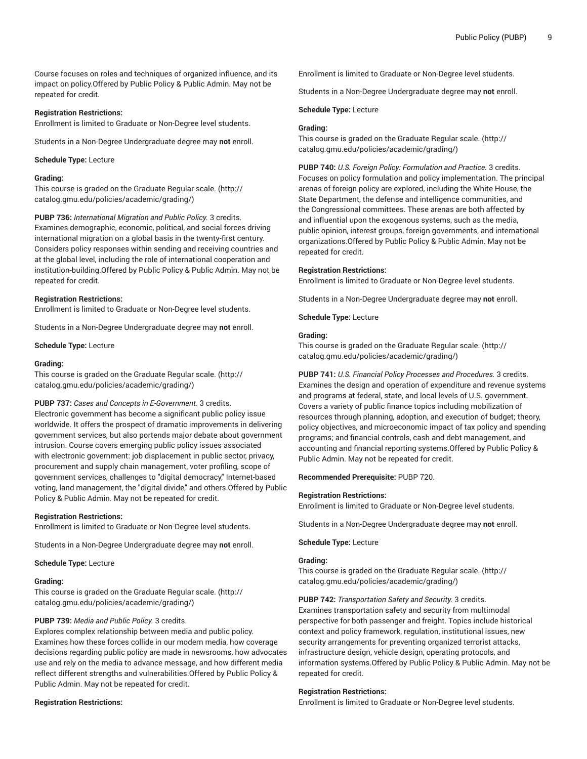Course focuses on roles and techniques of organized influence, and its impact on policy.Offered by Public Policy & Public Admin. May not be repeated for credit.

**Registration Restrictions:**
Enrollment is limited to Graduate or Non-Degree level students.

Students in a Non-Degree Undergraduate degree may **not** enroll.

**Schedule Type:** Lecture

**Grading:**
This course is graded on the Graduate Regular scale. (http://catalog.gmu.edu/policies/academic/grading/)

**PUBP 736:** *International Migration and Public Policy.* 3 credits.
Examines demographic, economic, political, and social forces driving international migration on a global basis in the twenty-first century. Considers policy responses within sending and receiving countries and at the global level, including the role of international cooperation and institution-building.Offered by Public Policy & Public Admin. May not be repeated for credit.

**Registration Restrictions:**
Enrollment is limited to Graduate or Non-Degree level students.

Students in a Non-Degree Undergraduate degree may **not** enroll.

**Schedule Type:** Lecture

**Grading:**
This course is graded on the Graduate Regular scale. (http://catalog.gmu.edu/policies/academic/grading/)

**PUBP 737:** *Cases and Concepts in E-Government.* 3 credits.
Electronic government has become a significant public policy issue worldwide. It offers the prospect of dramatic improvements in delivering government services, but also portends major debate about government intrusion. Course covers emerging public policy issues associated with electronic government: job displacement in public sector, privacy, procurement and supply chain management, voter profiling, scope of government services, challenges to "digital democracy," Internet-based voting, land management, the "digital divide," and others.Offered by Public Policy & Public Admin. May not be repeated for credit.

**Registration Restrictions:**
Enrollment is limited to Graduate or Non-Degree level students.

Students in a Non-Degree Undergraduate degree may **not** enroll.

**Schedule Type:** Lecture

**Grading:**
This course is graded on the Graduate Regular scale. (http://catalog.gmu.edu/policies/academic/grading/)

**PUBP 739:** *Media and Public Policy.* 3 credits.
Explores complex relationship between media and public policy. Examines how these forces collide in our modern media, how coverage decisions regarding public policy are made in newsrooms, how advocates use and rely on the media to advance message, and how different media reflect different strengths and vulnerabilities.Offered by Public Policy & Public Admin. May not be repeated for credit.

**Registration Restrictions:**
Enrollment is limited to Graduate or Non-Degree level students.

Students in a Non-Degree Undergraduate degree may **not** enroll.

**Schedule Type:** Lecture

**Grading:**
This course is graded on the Graduate Regular scale. (http://catalog.gmu.edu/policies/academic/grading/)

**PUBP 740:** *U.S. Foreign Policy: Formulation and Practice.* 3 credits.
Focuses on policy formulation and policy implementation. The principal arenas of foreign policy are explored, including the White House, the State Department, the defense and intelligence communities, and the Congressional committees. These arenas are both affected by and influential upon the exogenous systems, such as the media, public opinion, interest groups, foreign governments, and international organizations.Offered by Public Policy & Public Admin. May not be repeated for credit.

**Registration Restrictions:**
Enrollment is limited to Graduate or Non-Degree level students.

Students in a Non-Degree Undergraduate degree may **not** enroll.

**Schedule Type:** Lecture

**Grading:**
This course is graded on the Graduate Regular scale. (http://catalog.gmu.edu/policies/academic/grading/)

**PUBP 741:** *U.S. Financial Policy Processes and Procedures.* 3 credits.
Examines the design and operation of expenditure and revenue systems and programs at federal, state, and local levels of U.S. government. Covers a variety of public finance topics including mobilization of resources through planning, adoption, and execution of budget; theory, policy objectives, and microeconomic impact of tax policy and spending programs; and financial controls, cash and debt management, and accounting and financial reporting systems.Offered by Public Policy & Public Admin. May not be repeated for credit.

**Recommended Prerequisite:** PUBP 720.

**Registration Restrictions:**
Enrollment is limited to Graduate or Non-Degree level students.

Students in a Non-Degree Undergraduate degree may **not** enroll.

**Schedule Type:** Lecture

**Grading:**
This course is graded on the Graduate Regular scale. (http://catalog.gmu.edu/policies/academic/grading/)

**PUBP 742:** *Transportation Safety and Security.* 3 credits.
Examines transportation safety and security from multimodal perspective for both passenger and freight. Topics include historical context and policy framework, regulation, institutional issues, new security arrangements for preventing organized terrorist attacks, infrastructure design, vehicle design, operating protocols, and information systems.Offered by Public Policy & Public Admin. May not be repeated for credit.

**Registration Restrictions:**
Enrollment is limited to Graduate or Non-Degree level students.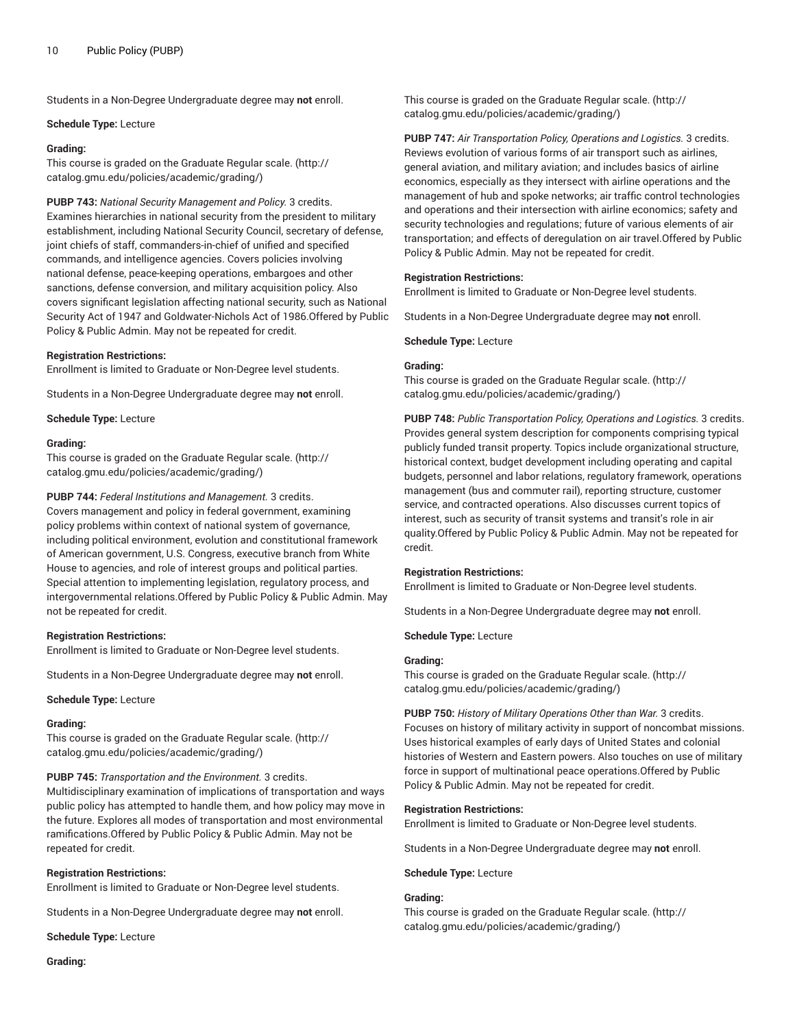Students in a Non-Degree Undergraduate degree may **not** enroll.

**Schedule Type:** Lecture

**Grading:**
This course is graded on the Graduate Regular scale. (http://catalog.gmu.edu/policies/academic/grading/)

**PUBP 743:** *National Security Management and Policy.* 3 credits.
Examines hierarchies in national security from the president to military establishment, including National Security Council, secretary of defense, joint chiefs of staff, commanders-in-chief of unified and specified commands, and intelligence agencies. Covers policies involving national defense, peace-keeping operations, embargoes and other sanctions, defense conversion, and military acquisition policy. Also covers significant legislation affecting national security, such as National Security Act of 1947 and Goldwater-Nichols Act of 1986.Offered by Public Policy & Public Admin. May not be repeated for credit.

**Registration Restrictions:**
Enrollment is limited to Graduate or Non-Degree level students.

Students in a Non-Degree Undergraduate degree may **not** enroll.

**Schedule Type:** Lecture

**Grading:**
This course is graded on the Graduate Regular scale. (http://catalog.gmu.edu/policies/academic/grading/)

**PUBP 744:** *Federal Institutions and Management.* 3 credits.
Covers management and policy in federal government, examining policy problems within context of national system of governance, including political environment, evolution and constitutional framework of American government, U.S. Congress, executive branch from White House to agencies, and role of interest groups and political parties. Special attention to implementing legislation, regulatory process, and intergovernmental relations.Offered by Public Policy & Public Admin. May not be repeated for credit.

**Registration Restrictions:**
Enrollment is limited to Graduate or Non-Degree level students.

Students in a Non-Degree Undergraduate degree may **not** enroll.

**Schedule Type:** Lecture

**Grading:**
This course is graded on the Graduate Regular scale. (http://catalog.gmu.edu/policies/academic/grading/)

**PUBP 745:** *Transportation and the Environment.* 3 credits.
Multidisciplinary examination of implications of transportation and ways public policy has attempted to handle them, and how policy may move in the future. Explores all modes of transportation and most environmental ramifications.Offered by Public Policy & Public Admin. May not be repeated for credit.

**Registration Restrictions:**
Enrollment is limited to Graduate or Non-Degree level students.

Students in a Non-Degree Undergraduate degree may **not** enroll.

**Schedule Type:** Lecture

**Grading:**
This course is graded on the Graduate Regular scale. (http://catalog.gmu.edu/policies/academic/grading/)

**PUBP 747:** *Air Transportation Policy, Operations and Logistics.* 3 credits.
Reviews evolution of various forms of air transport such as airlines, general aviation, and military aviation; and includes basics of airline economics, especially as they intersect with airline operations and the management of hub and spoke networks; air traffic control technologies and operations and their intersection with airline economics; safety and security technologies and regulations; future of various elements of air transportation; and effects of deregulation on air travel.Offered by Public Policy & Public Admin. May not be repeated for credit.

**Registration Restrictions:**
Enrollment is limited to Graduate or Non-Degree level students.

Students in a Non-Degree Undergraduate degree may **not** enroll.

**Schedule Type:** Lecture

**Grading:**
This course is graded on the Graduate Regular scale. (http://catalog.gmu.edu/policies/academic/grading/)

**PUBP 748:** *Public Transportation Policy, Operations and Logistics.* 3 credits.
Provides general system description for components comprising typical publicly funded transit property. Topics include organizational structure, historical context, budget development including operating and capital budgets, personnel and labor relations, regulatory framework, operations management (bus and commuter rail), reporting structure, customer service, and contracted operations. Also discusses current topics of interest, such as security of transit systems and transit's role in air quality.Offered by Public Policy & Public Admin. May not be repeated for credit.

**Registration Restrictions:**
Enrollment is limited to Graduate or Non-Degree level students.

Students in a Non-Degree Undergraduate degree may **not** enroll.

**Schedule Type:** Lecture

**Grading:**
This course is graded on the Graduate Regular scale. (http://catalog.gmu.edu/policies/academic/grading/)

**PUBP 750:** *History of Military Operations Other than War.* 3 credits.
Focuses on history of military activity in support of noncombat missions. Uses historical examples of early days of United States and colonial histories of Western and Eastern powers. Also touches on use of military force in support of multinational peace operations.Offered by Public Policy & Public Admin. May not be repeated for credit.

**Registration Restrictions:**
Enrollment is limited to Graduate or Non-Degree level students.

Students in a Non-Degree Undergraduate degree may **not** enroll.

**Schedule Type:** Lecture

**Grading:**
This course is graded on the Graduate Regular scale. (http://catalog.gmu.edu/policies/academic/grading/)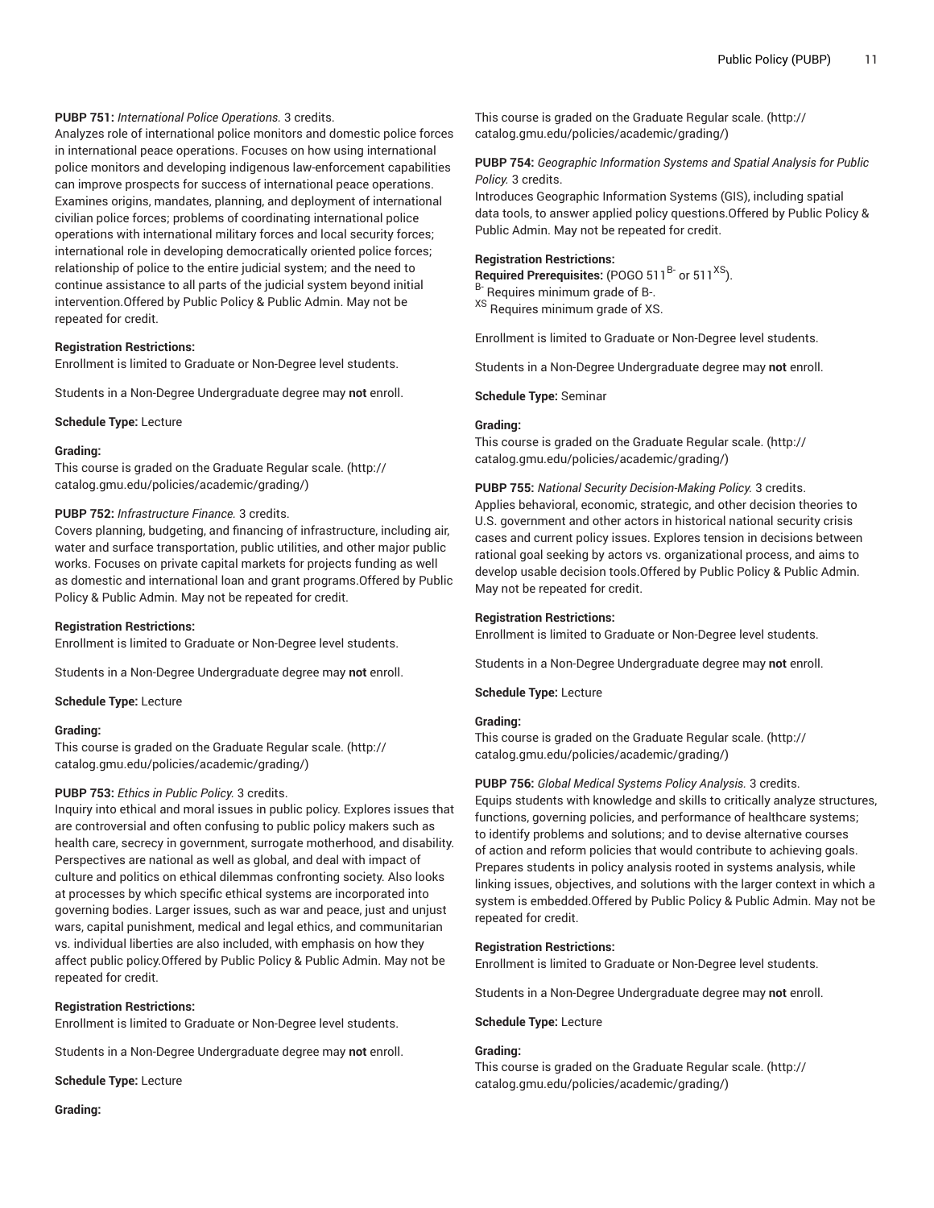**PUBP 751:** *International Police Operations.* 3 credits.
Analyzes role of international police monitors and domestic police forces in international peace operations. Focuses on how using international police monitors and developing indigenous law-enforcement capabilities can improve prospects for success of international peace operations. Examines origins, mandates, planning, and deployment of international civilian police forces; problems of coordinating international police operations with international military forces and local security forces; international role in developing democratically oriented police forces; relationship of police to the entire judicial system; and the need to continue assistance to all parts of the judicial system beyond initial intervention.Offered by Public Policy & Public Admin. May not be repeated for credit.

**Registration Restrictions:**
Enrollment is limited to Graduate or Non-Degree level students.

Students in a Non-Degree Undergraduate degree may **not** enroll.

**Schedule Type:** Lecture

**Grading:**
This course is graded on the Graduate Regular scale. (http://catalog.gmu.edu/policies/academic/grading/)

**PUBP 752:** *Infrastructure Finance.* 3 credits.
Covers planning, budgeting, and financing of infrastructure, including air, water and surface transportation, public utilities, and other major public works. Focuses on private capital markets for projects funding as well as domestic and international loan and grant programs.Offered by Public Policy & Public Admin. May not be repeated for credit.

**Registration Restrictions:**
Enrollment is limited to Graduate or Non-Degree level students.

Students in a Non-Degree Undergraduate degree may **not** enroll.

**Schedule Type:** Lecture

**Grading:**
This course is graded on the Graduate Regular scale. (http://catalog.gmu.edu/policies/academic/grading/)

**PUBP 753:** *Ethics in Public Policy.* 3 credits.
Inquiry into ethical and moral issues in public policy. Explores issues that are controversial and often confusing to public policy makers such as health care, secrecy in government, surrogate motherhood, and disability. Perspectives are national as well as global, and deal with impact of culture and politics on ethical dilemmas confronting society. Also looks at processes by which specific ethical systems are incorporated into governing bodies. Larger issues, such as war and peace, just and unjust wars, capital punishment, medical and legal ethics, and communitarian vs. individual liberties are also included, with emphasis on how they affect public policy.Offered by Public Policy & Public Admin. May not be repeated for credit.

**Registration Restrictions:**
Enrollment is limited to Graduate or Non-Degree level students.

Students in a Non-Degree Undergraduate degree may **not** enroll.

**Schedule Type:** Lecture

**Grading:**
This course is graded on the Graduate Regular scale. (http://catalog.gmu.edu/policies/academic/grading/)

**PUBP 754:** *Geographic Information Systems and Spatial Analysis for Public Policy.* 3 credits.
Introduces Geographic Information Systems (GIS), including spatial data tools, to answer applied policy questions.Offered by Public Policy & Public Admin. May not be repeated for credit.

**Registration Restrictions:**
**Required Prerequisites:** (POGO 511[B-] or 511[XS]).
[B-] Requires minimum grade of B-.
[XS] Requires minimum grade of XS.

Enrollment is limited to Graduate or Non-Degree level students.

Students in a Non-Degree Undergraduate degree may **not** enroll.

**Schedule Type:** Seminar

**Grading:**
This course is graded on the Graduate Regular scale. (http://catalog.gmu.edu/policies/academic/grading/)

**PUBP 755:** *National Security Decision-Making Policy.* 3 credits.
Applies behavioral, economic, strategic, and other decision theories to U.S. government and other actors in historical national security crisis cases and current policy issues. Explores tension in decisions between rational goal seeking by actors vs. organizational process, and aims to develop usable decision tools.Offered by Public Policy & Public Admin. May not be repeated for credit.

**Registration Restrictions:**
Enrollment is limited to Graduate or Non-Degree level students.

Students in a Non-Degree Undergraduate degree may **not** enroll.

**Schedule Type:** Lecture

**Grading:**
This course is graded on the Graduate Regular scale. (http://catalog.gmu.edu/policies/academic/grading/)

**PUBP 756:** *Global Medical Systems Policy Analysis.* 3 credits.
Equips students with knowledge and skills to critically analyze structures, functions, governing policies, and performance of healthcare systems; to identify problems and solutions; and to devise alternative courses of action and reform policies that would contribute to achieving goals. Prepares students in policy analysis rooted in systems analysis, while linking issues, objectives, and solutions with the larger context in which a system is embedded.Offered by Public Policy & Public Admin. May not be repeated for credit.

**Registration Restrictions:**
Enrollment is limited to Graduate or Non-Degree level students.

Students in a Non-Degree Undergraduate degree may **not** enroll.

**Schedule Type:** Lecture

**Grading:**
This course is graded on the Graduate Regular scale. (http://catalog.gmu.edu/policies/academic/grading/)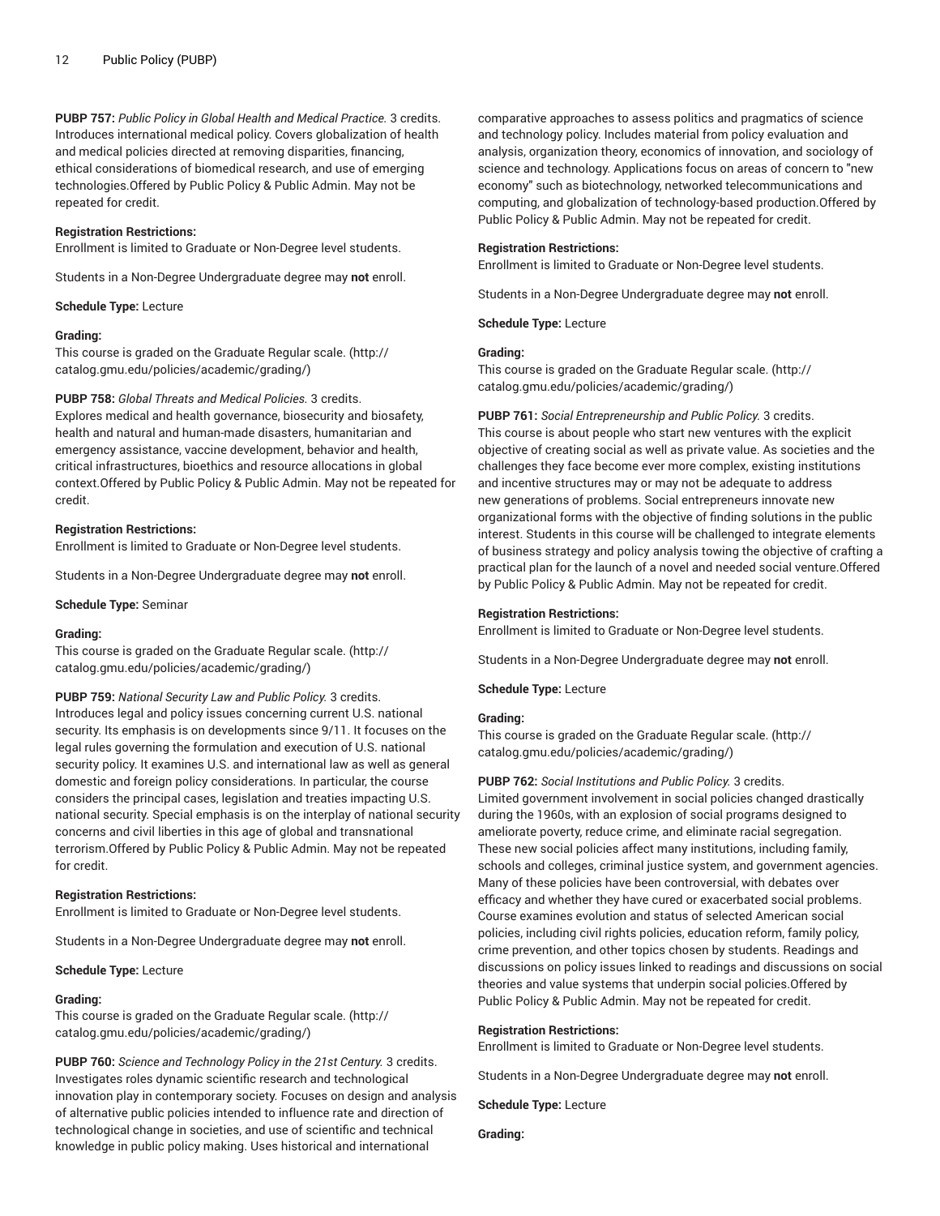**PUBP 757:** *Public Policy in Global Health and Medical Practice.* 3 credits.
Introduces international medical policy. Covers globalization of health and medical policies directed at removing disparities, financing, ethical considerations of biomedical research, and use of emerging technologies.Offered by Public Policy & Public Admin. May not be repeated for credit.

**Registration Restrictions:**
Enrollment is limited to Graduate or Non-Degree level students.

Students in a Non-Degree Undergraduate degree may **not** enroll.

**Schedule Type:** Lecture

**Grading:**
This course is graded on the Graduate Regular scale. (http://catalog.gmu.edu/policies/academic/grading/)

**PUBP 758:** *Global Threats and Medical Policies.* 3 credits.
Explores medical and health governance, biosecurity and biosafety, health and natural and human-made disasters, humanitarian and emergency assistance, vaccine development, behavior and health, critical infrastructures, bioethics and resource allocations in global context.Offered by Public Policy & Public Admin. May not be repeated for credit.

**Registration Restrictions:**
Enrollment is limited to Graduate or Non-Degree level students.

Students in a Non-Degree Undergraduate degree may **not** enroll.

**Schedule Type:** Seminar

**Grading:**
This course is graded on the Graduate Regular scale. (http://catalog.gmu.edu/policies/academic/grading/)

**PUBP 759:** *National Security Law and Public Policy.* 3 credits.
Introduces legal and policy issues concerning current U.S. national security. Its emphasis is on developments since 9/11. It focuses on the legal rules governing the formulation and execution of U.S. national security policy. It examines U.S. and international law as well as general domestic and foreign policy considerations. In particular, the course considers the principal cases, legislation and treaties impacting U.S. national security. Special emphasis is on the interplay of national security concerns and civil liberties in this age of global and transnational terrorism.Offered by Public Policy & Public Admin. May not be repeated for credit.

**Registration Restrictions:**
Enrollment is limited to Graduate or Non-Degree level students.

Students in a Non-Degree Undergraduate degree may **not** enroll.

**Schedule Type:** Lecture

**Grading:**
This course is graded on the Graduate Regular scale. (http://catalog.gmu.edu/policies/academic/grading/)

**PUBP 760:** *Science and Technology Policy in the 21st Century.* 3 credits.
Investigates roles dynamic scientific research and technological innovation play in contemporary society. Focuses on design and analysis of alternative public policies intended to influence rate and direction of technological change in societies, and use of scientific and technical knowledge in public policy making. Uses historical and international comparative approaches to assess politics and pragmatics of science and technology policy. Includes material from policy evaluation and analysis, organization theory, economics of innovation, and sociology of science and technology. Applications focus on areas of concern to "new economy" such as biotechnology, networked telecommunications and computing, and globalization of technology-based production.Offered by Public Policy & Public Admin. May not be repeated for credit.

**Registration Restrictions:**
Enrollment is limited to Graduate or Non-Degree level students.

Students in a Non-Degree Undergraduate degree may **not** enroll.

**Schedule Type:** Lecture

**Grading:**
This course is graded on the Graduate Regular scale. (http://catalog.gmu.edu/policies/academic/grading/)

**PUBP 761:** *Social Entrepreneurship and Public Policy.* 3 credits.
This course is about people who start new ventures with the explicit objective of creating social as well as private value. As societies and the challenges they face become ever more complex, existing institutions and incentive structures may or may not be adequate to address new generations of problems. Social entrepreneurs innovate new organizational forms with the objective of finding solutions in the public interest. Students in this course will be challenged to integrate elements of business strategy and policy analysis towing the objective of crafting a practical plan for the launch of a novel and needed social venture.Offered by Public Policy & Public Admin. May not be repeated for credit.

**Registration Restrictions:**
Enrollment is limited to Graduate or Non-Degree level students.

Students in a Non-Degree Undergraduate degree may **not** enroll.

**Schedule Type:** Lecture

**Grading:**
This course is graded on the Graduate Regular scale. (http://catalog.gmu.edu/policies/academic/grading/)

**PUBP 762:** *Social Institutions and Public Policy.* 3 credits.
Limited government involvement in social policies changed drastically during the 1960s, with an explosion of social programs designed to ameliorate poverty, reduce crime, and eliminate racial segregation. These new social policies affect many institutions, including family, schools and colleges, criminal justice system, and government agencies. Many of these policies have been controversial, with debates over efficacy and whether they have cured or exacerbated social problems. Course examines evolution and status of selected American social policies, including civil rights policies, education reform, family policy, crime prevention, and other topics chosen by students. Readings and discussions on policy issues linked to readings and discussions on social theories and value systems that underpin social policies.Offered by Public Policy & Public Admin. May not be repeated for credit.

**Registration Restrictions:**
Enrollment is limited to Graduate or Non-Degree level students.

Students in a Non-Degree Undergraduate degree may **not** enroll.

**Schedule Type:** Lecture

**Grading:**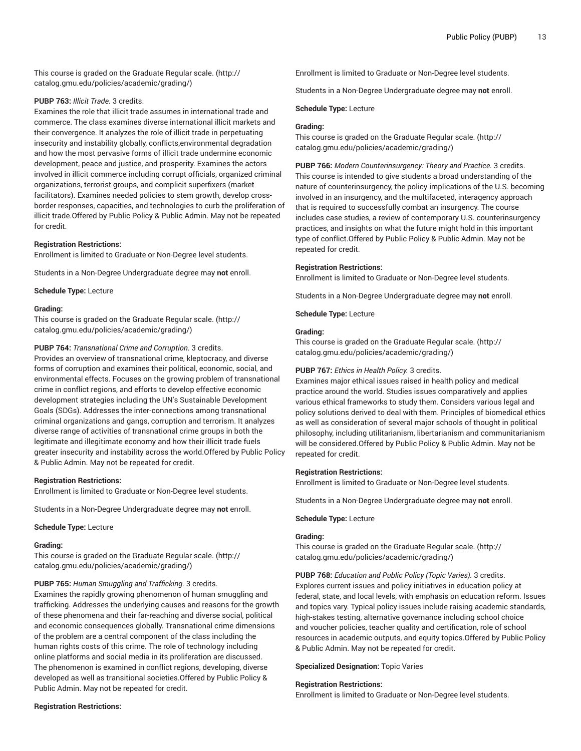This course is graded on the Graduate Regular scale. (http://catalog.gmu.edu/policies/academic/grading/)

**PUBP 763:** *Illicit Trade.* 3 credits.
Examines the role that illicit trade assumes in international trade and commerce. The class examines diverse international illicit markets and their convergence. It analyzes the role of illicit trade in perpetuating insecurity and instability globally, conflicts,environmental degradation and how the most pervasive forms of illicit trade undermine economic development, peace and justice, and prosperity. Examines the actors involved in illicit commerce including corrupt officials, organized criminal organizations, terrorist groups, and complicit superfixers (market facilitators). Examines needed policies to stem growth, develop cross-border responses, capacities, and technologies to curb the proliferation of illicit trade.Offered by Public Policy & Public Admin. May not be repeated for credit.

**Registration Restrictions:**
Enrollment is limited to Graduate or Non-Degree level students.

Students in a Non-Degree Undergraduate degree may **not** enroll.

**Schedule Type:** Lecture

**Grading:**
This course is graded on the Graduate Regular scale. (http://catalog.gmu.edu/policies/academic/grading/)

**PUBP 764:** *Transnational Crime and Corruption.* 3 credits.
Provides an overview of transnational crime, kleptocracy, and diverse forms of corruption and examines their political, economic, social, and environmental effects. Focuses on the growing problem of transnational crime in conflict regions, and efforts to develop effective economic development strategies including the UN's Sustainable Development Goals (SDGs). Addresses the inter-connections among transnational criminal organizations and gangs, corruption and terrorism. It analyzes diverse range of activities of transnational crime groups in both the legitimate and illegitimate economy and how their illicit trade fuels greater insecurity and instability across the world.Offered by Public Policy & Public Admin. May not be repeated for credit.

**Registration Restrictions:**
Enrollment is limited to Graduate or Non-Degree level students.

Students in a Non-Degree Undergraduate degree may **not** enroll.

**Schedule Type:** Lecture

**Grading:**
This course is graded on the Graduate Regular scale. (http://catalog.gmu.edu/policies/academic/grading/)

**PUBP 765:** *Human Smuggling and Trafficking.* 3 credits.
Examines the rapidly growing phenomenon of human smuggling and trafficking. Addresses the underlying causes and reasons for the growth of these phenomena and their far-reaching and diverse social, political and economic consequences globally. Transnational crime dimensions of the problem are a central component of the class including the human rights costs of this crime. The role of technology including online platforms and social media in its proliferation are discussed. The phenomenon is examined in conflict regions, developing, diverse developed as well as transitional societies.Offered by Public Policy & Public Admin. May not be repeated for credit.

**Registration Restrictions:**
Enrollment is limited to Graduate or Non-Degree level students.

Students in a Non-Degree Undergraduate degree may **not** enroll.

**Schedule Type:** Lecture

**Grading:**
This course is graded on the Graduate Regular scale. (http://catalog.gmu.edu/policies/academic/grading/)

**PUBP 766:** *Modern Counterinsurgency: Theory and Practice.* 3 credits.
This course is intended to give students a broad understanding of the nature of counterinsurgency, the policy implications of the U.S. becoming involved in an insurgency, and the multifaceted, interagency approach that is required to successfully combat an insurgency. The course includes case studies, a review of contemporary U.S. counterinsurgency practices, and insights on what the future might hold in this important type of conflict.Offered by Public Policy & Public Admin. May not be repeated for credit.

**Registration Restrictions:**
Enrollment is limited to Graduate or Non-Degree level students.

Students in a Non-Degree Undergraduate degree may **not** enroll.

**Schedule Type:** Lecture

**Grading:**
This course is graded on the Graduate Regular scale. (http://catalog.gmu.edu/policies/academic/grading/)

**PUBP 767:** *Ethics in Health Policy.* 3 credits.
Examines major ethical issues raised in health policy and medical practice around the world. Studies issues comparatively and applies various ethical frameworks to study them. Considers various legal and policy solutions derived to deal with them. Principles of biomedical ethics as well as consideration of several major schools of thought in political philosophy, including utilitarianism, libertarianism and communitarianism will be considered.Offered by Public Policy & Public Admin. May not be repeated for credit.

**Registration Restrictions:**
Enrollment is limited to Graduate or Non-Degree level students.

Students in a Non-Degree Undergraduate degree may **not** enroll.

**Schedule Type:** Lecture

**Grading:**
This course is graded on the Graduate Regular scale. (http://catalog.gmu.edu/policies/academic/grading/)

**PUBP 768:** *Education and Public Policy (Topic Varies).* 3 credits.
Explores current issues and policy initiatives in education policy at federal, state, and local levels, with emphasis on education reform. Issues and topics vary. Typical policy issues include raising academic standards, high-stakes testing, alternative governance including school choice and voucher policies, teacher quality and certification, role of school resources in academic outputs, and equity topics.Offered by Public Policy & Public Admin. May not be repeated for credit.

**Specialized Designation:** Topic Varies

**Registration Restrictions:**
Enrollment is limited to Graduate or Non-Degree level students.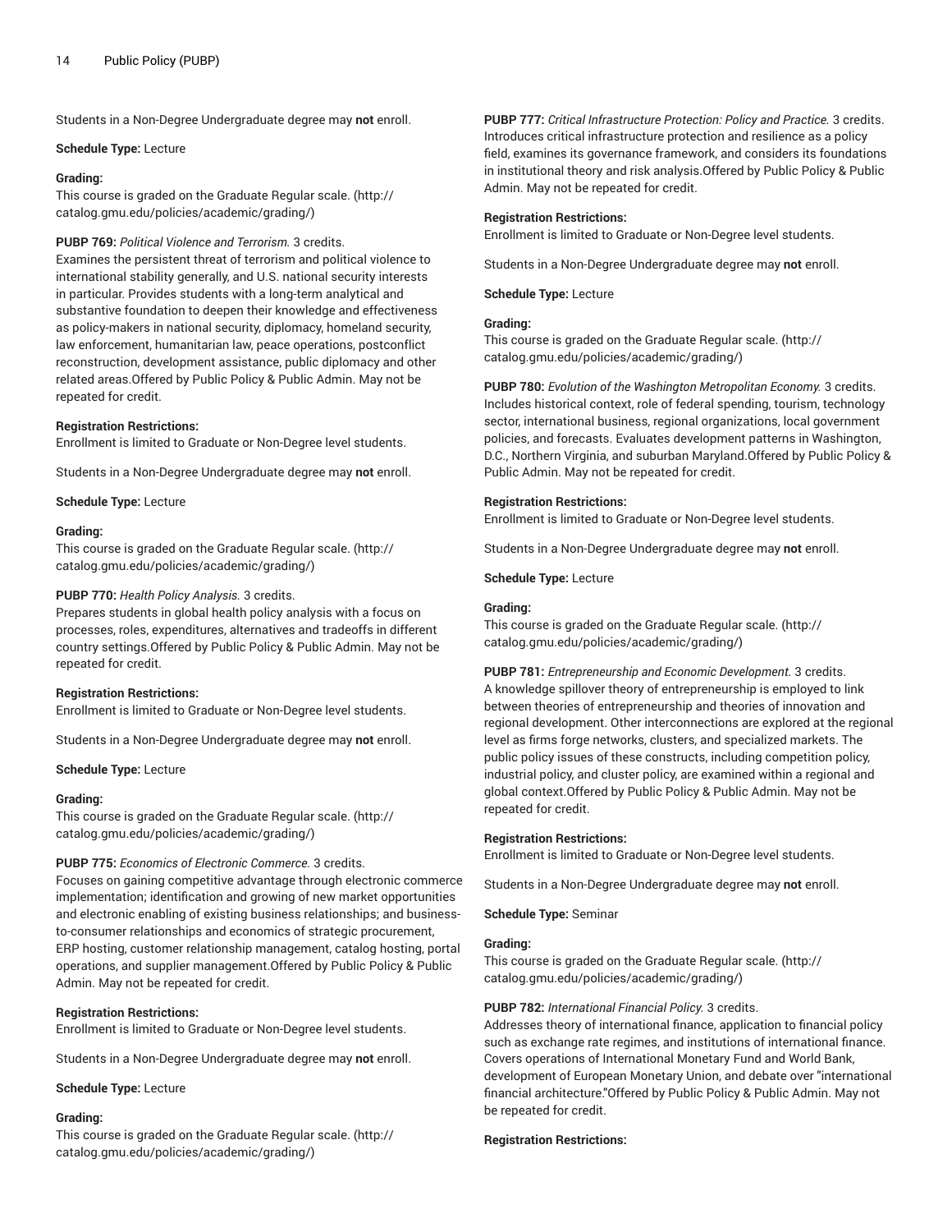Students in a Non-Degree Undergraduate degree may **not** enroll.

**Schedule Type:** Lecture

**Grading:**
This course is graded on the Graduate Regular scale. (http://catalog.gmu.edu/policies/academic/grading/)

**PUBP 769:** *Political Violence and Terrorism.* 3 credits.
Examines the persistent threat of terrorism and political violence to international stability generally, and U.S. national security interests in particular. Provides students with a long-term analytical and substantive foundation to deepen their knowledge and effectiveness as policy-makers in national security, diplomacy, homeland security, law enforcement, humanitarian law, peace operations, postconflict reconstruction, development assistance, public diplomacy and other related areas.Offered by Public Policy & Public Admin. May not be repeated for credit.

**Registration Restrictions:**
Enrollment is limited to Graduate or Non-Degree level students.

Students in a Non-Degree Undergraduate degree may **not** enroll.

**Schedule Type:** Lecture

**Grading:**
This course is graded on the Graduate Regular scale. (http://catalog.gmu.edu/policies/academic/grading/)

**PUBP 770:** *Health Policy Analysis.* 3 credits.
Prepares students in global health policy analysis with a focus on processes, roles, expenditures, alternatives and tradeoffs in different country settings.Offered by Public Policy & Public Admin. May not be repeated for credit.

**Registration Restrictions:**
Enrollment is limited to Graduate or Non-Degree level students.

Students in a Non-Degree Undergraduate degree may **not** enroll.

**Schedule Type:** Lecture

**Grading:**
This course is graded on the Graduate Regular scale. (http://catalog.gmu.edu/policies/academic/grading/)

**PUBP 775:** *Economics of Electronic Commerce.* 3 credits.
Focuses on gaining competitive advantage through electronic commerce implementation; identification and growing of new market opportunities and electronic enabling of existing business relationships; and business-to-consumer relationships and economics of strategic procurement, ERP hosting, customer relationship management, catalog hosting, portal operations, and supplier management.Offered by Public Policy & Public Admin. May not be repeated for credit.

**Registration Restrictions:**
Enrollment is limited to Graduate or Non-Degree level students.

Students in a Non-Degree Undergraduate degree may **not** enroll.

**Schedule Type:** Lecture

**Grading:**
This course is graded on the Graduate Regular scale. (http://catalog.gmu.edu/policies/academic/grading/)

**PUBP 777:** *Critical Infrastructure Protection: Policy and Practice.* 3 credits.
Introduces critical infrastructure protection and resilience as a policy field, examines its governance framework, and considers its foundations in institutional theory and risk analysis.Offered by Public Policy & Public Admin. May not be repeated for credit.

**Registration Restrictions:**
Enrollment is limited to Graduate or Non-Degree level students.

Students in a Non-Degree Undergraduate degree may **not** enroll.

**Schedule Type:** Lecture

**Grading:**
This course is graded on the Graduate Regular scale. (http://catalog.gmu.edu/policies/academic/grading/)

**PUBP 780:** *Evolution of the Washington Metropolitan Economy.* 3 credits.
Includes historical context, role of federal spending, tourism, technology sector, international business, regional organizations, local government policies, and forecasts. Evaluates development patterns in Washington, D.C., Northern Virginia, and suburban Maryland.Offered by Public Policy & Public Admin. May not be repeated for credit.

**Registration Restrictions:**
Enrollment is limited to Graduate or Non-Degree level students.

Students in a Non-Degree Undergraduate degree may **not** enroll.

**Schedule Type:** Lecture

**Grading:**
This course is graded on the Graduate Regular scale. (http://catalog.gmu.edu/policies/academic/grading/)

**PUBP 781:** *Entrepreneurship and Economic Development.* 3 credits.
A knowledge spillover theory of entrepreneurship is employed to link between theories of entrepreneurship and theories of innovation and regional development. Other interconnections are explored at the regional level as firms forge networks, clusters, and specialized markets. The public policy issues of these constructs, including competition policy, industrial policy, and cluster policy, are examined within a regional and global context.Offered by Public Policy & Public Admin. May not be repeated for credit.

**Registration Restrictions:**
Enrollment is limited to Graduate or Non-Degree level students.

Students in a Non-Degree Undergraduate degree may **not** enroll.

**Schedule Type:** Seminar

**Grading:**
This course is graded on the Graduate Regular scale. (http://catalog.gmu.edu/policies/academic/grading/)

**PUBP 782:** *International Financial Policy.* 3 credits.
Addresses theory of international finance, application to financial policy such as exchange rate regimes, and institutions of international finance. Covers operations of International Monetary Fund and World Bank, development of European Monetary Union, and debate over "international financial architecture."Offered by Public Policy & Public Admin. May not be repeated for credit.

**Registration Restrictions:**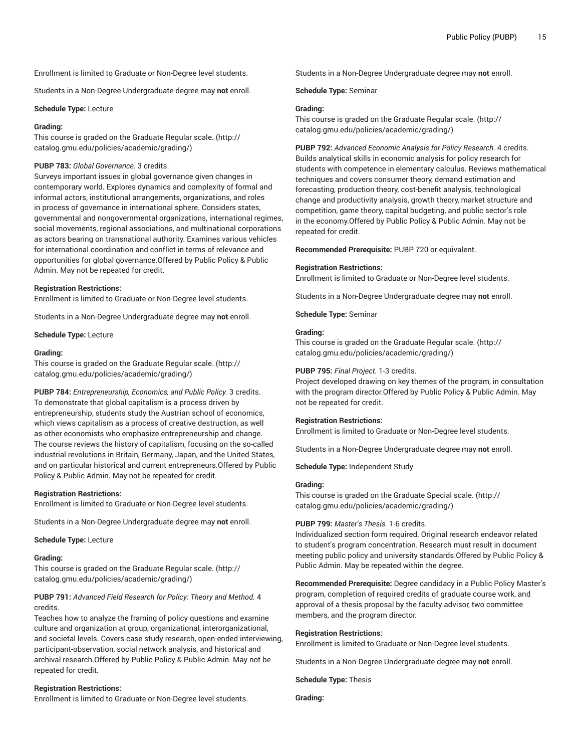Enrollment is limited to Graduate or Non-Degree level students.

Students in a Non-Degree Undergraduate degree may **not** enroll.

**Schedule Type:** Lecture

**Grading:**
This course is graded on the Graduate Regular scale. (http://catalog.gmu.edu/policies/academic/grading/)

**PUBP 783:** *Global Governance.* 3 credits.
Surveys important issues in global governance given changes in contemporary world. Explores dynamics and complexity of formal and informal actors, institutional arrangements, organizations, and roles in process of governance in international sphere. Considers states, governmental and nongovernmental organizations, international regimes, social movements, regional associations, and multinational corporations as actors bearing on transnational authority. Examines various vehicles for international coordination and conflict in terms of relevance and opportunities for global governance.Offered by Public Policy & Public Admin. May not be repeated for credit.

**Registration Restrictions:**
Enrollment is limited to Graduate or Non-Degree level students.

Students in a Non-Degree Undergraduate degree may **not** enroll.

**Schedule Type:** Lecture

**Grading:**
This course is graded on the Graduate Regular scale. (http://catalog.gmu.edu/policies/academic/grading/)

**PUBP 784:** *Entrepreneurship, Economics, and Public Policy.* 3 credits.
To demonstrate that global capitalism is a process driven by entrepreneurship, students study the Austrian school of economics, which views capitalism as a process of creative destruction, as well as other economists who emphasize entrepreneurship and change. The course reviews the history of capitalism, focusing on the so-called industrial revolutions in Britain, Germany, Japan, and the United States, and on particular historical and current entrepreneurs.Offered by Public Policy & Public Admin. May not be repeated for credit.

**Registration Restrictions:**
Enrollment is limited to Graduate or Non-Degree level students.

Students in a Non-Degree Undergraduate degree may **not** enroll.

**Schedule Type:** Lecture

**Grading:**
This course is graded on the Graduate Regular scale. (http://catalog.gmu.edu/policies/academic/grading/)

**PUBP 791:** *Advanced Field Research for Policy: Theory and Method.* 4 credits.
Teaches how to analyze the framing of policy questions and examine culture and organization at group, organizational, interorganizational, and societal levels. Covers case study research, open-ended interviewing, participant-observation, social network analysis, and historical and archival research.Offered by Public Policy & Public Admin. May not be repeated for credit.

**Registration Restrictions:**
Enrollment is limited to Graduate or Non-Degree level students.

Students in a Non-Degree Undergraduate degree may **not** enroll.

**Schedule Type:** Seminar

**Grading:**
This course is graded on the Graduate Regular scale. (http://catalog.gmu.edu/policies/academic/grading/)

**PUBP 792:** *Advanced Economic Analysis for Policy Research.* 4 credits.
Builds analytical skills in economic analysis for policy research for students with competence in elementary calculus. Reviews mathematical techniques and covers consumer theory, demand estimation and forecasting, production theory, cost-benefit analysis, technological change and productivity analysis, growth theory, market structure and competition, game theory, capital budgeting, and public sector's role in the economy.Offered by Public Policy & Public Admin. May not be repeated for credit.

**Recommended Prerequisite:** PUBP 720 or equivalent.

**Registration Restrictions:**
Enrollment is limited to Graduate or Non-Degree level students.

Students in a Non-Degree Undergraduate degree may **not** enroll.

**Schedule Type:** Seminar

**Grading:**
This course is graded on the Graduate Regular scale. (http://catalog.gmu.edu/policies/academic/grading/)

**PUBP 795:** *Final Project.* 1-3 credits.
Project developed drawing on key themes of the program, in consultation with the program director.Offered by Public Policy & Public Admin. May not be repeated for credit.

**Registration Restrictions:**
Enrollment is limited to Graduate or Non-Degree level students.

Students in a Non-Degree Undergraduate degree may **not** enroll.

**Schedule Type:** Independent Study

**Grading:**
This course is graded on the Graduate Special scale. (http://catalog.gmu.edu/policies/academic/grading/)

**PUBP 799:** *Master's Thesis.* 1-6 credits.
Individualized section form required. Original research endeavor related to student's program concentration. Research must result in document meeting public policy and university standards.Offered by Public Policy & Public Admin. May be repeated within the degree.

**Recommended Prerequisite:** Degree candidacy in a Public Policy Master's program, completion of required credits of graduate course work, and approval of a thesis proposal by the faculty advisor, two committee members, and the program director.

**Registration Restrictions:**
Enrollment is limited to Graduate or Non-Degree level students.

Students in a Non-Degree Undergraduate degree may **not** enroll.

**Schedule Type:** Thesis

**Grading:**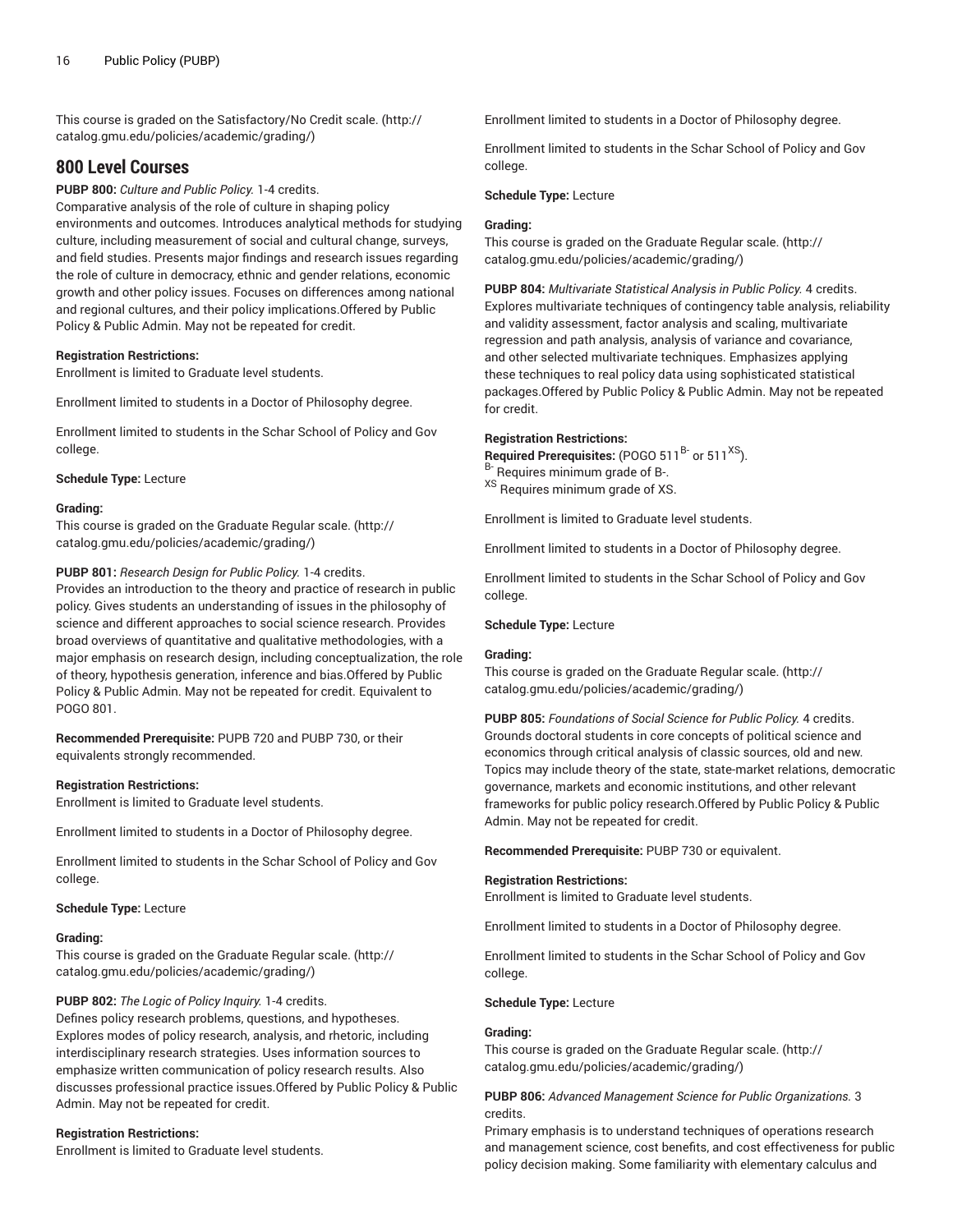This course is graded on the Satisfactory/No Credit scale. (http://catalog.gmu.edu/policies/academic/grading/)

## 800 Level Courses

**PUBP 800:** *Culture and Public Policy.* 1-4 credits.
Comparative analysis of the role of culture in shaping policy environments and outcomes. Introduces analytical methods for studying culture, including measurement of social and cultural change, surveys, and field studies. Presents major findings and research issues regarding the role of culture in democracy, ethnic and gender relations, economic growth and other policy issues. Focuses on differences among national and regional cultures, and their policy implications.Offered by Public Policy & Public Admin. May not be repeated for credit.

**Registration Restrictions:**
Enrollment is limited to Graduate level students.

Enrollment limited to students in a Doctor of Philosophy degree.

Enrollment limited to students in the Schar School of Policy and Gov college.

**Schedule Type:** Lecture

**Grading:**
This course is graded on the Graduate Regular scale. (http://catalog.gmu.edu/policies/academic/grading/)

**PUBP 801:** *Research Design for Public Policy.* 1-4 credits.
Provides an introduction to the theory and practice of research in public policy. Gives students an understanding of issues in the philosophy of science and different approaches to social science research. Provides broad overviews of quantitative and qualitative methodologies, with a major emphasis on research design, including conceptualization, the role of theory, hypothesis generation, inference and bias.Offered by Public Policy & Public Admin. May not be repeated for credit. Equivalent to POGO 801.

**Recommended Prerequisite:** PUPB 720 and PUBP 730, or their equivalents strongly recommended.

**Registration Restrictions:**
Enrollment is limited to Graduate level students.

Enrollment limited to students in a Doctor of Philosophy degree.

Enrollment limited to students in the Schar School of Policy and Gov college.

**Schedule Type:** Lecture

**Grading:**
This course is graded on the Graduate Regular scale. (http://catalog.gmu.edu/policies/academic/grading/)

**PUBP 802:** *The Logic of Policy Inquiry.* 1-4 credits.
Defines policy research problems, questions, and hypotheses. Explores modes of policy research, analysis, and rhetoric, including interdisciplinary research strategies. Uses information sources to emphasize written communication of policy research results. Also discusses professional practice issues.Offered by Public Policy & Public Admin. May not be repeated for credit.

**Registration Restrictions:**
Enrollment is limited to Graduate level students.

Enrollment limited to students in a Doctor of Philosophy degree.

Enrollment limited to students in the Schar School of Policy and Gov college.

**Schedule Type:** Lecture

**Grading:**
This course is graded on the Graduate Regular scale. (http://catalog.gmu.edu/policies/academic/grading/)

**PUBP 804:** *Multivariate Statistical Analysis in Public Policy.* 4 credits.
Explores multivariate techniques of contingency table analysis, reliability and validity assessment, factor analysis and scaling, multivariate regression and path analysis, analysis of variance and covariance, and other selected multivariate techniques. Emphasizes applying these techniques to real policy data using sophisticated statistical packages.Offered by Public Policy & Public Admin. May not be repeated for credit.

**Registration Restrictions:**
**Required Prerequisites:** (POGO 511[B-] or 511[XS]).
[B-] Requires minimum grade of B-.
[XS] Requires minimum grade of XS.

Enrollment is limited to Graduate level students.

Enrollment limited to students in a Doctor of Philosophy degree.

Enrollment limited to students in the Schar School of Policy and Gov college.

**Schedule Type:** Lecture

**Grading:**
This course is graded on the Graduate Regular scale. (http://catalog.gmu.edu/policies/academic/grading/)

**PUBP 805:** *Foundations of Social Science for Public Policy.* 4 credits.
Grounds doctoral students in core concepts of political science and economics through critical analysis of classic sources, old and new. Topics may include theory of the state, state-market relations, democratic governance, markets and economic institutions, and other relevant frameworks for public policy research.Offered by Public Policy & Public Admin. May not be repeated for credit.

**Recommended Prerequisite:** PUBP 730 or equivalent.

**Registration Restrictions:**
Enrollment is limited to Graduate level students.

Enrollment limited to students in a Doctor of Philosophy degree.

Enrollment limited to students in the Schar School of Policy and Gov college.

**Schedule Type:** Lecture

**Grading:**
This course is graded on the Graduate Regular scale. (http://catalog.gmu.edu/policies/academic/grading/)

**PUBP 806:** *Advanced Management Science for Public Organizations.* 3 credits.
Primary emphasis is to understand techniques of operations research and management science, cost benefits, and cost effectiveness for public policy decision making. Some familiarity with elementary calculus and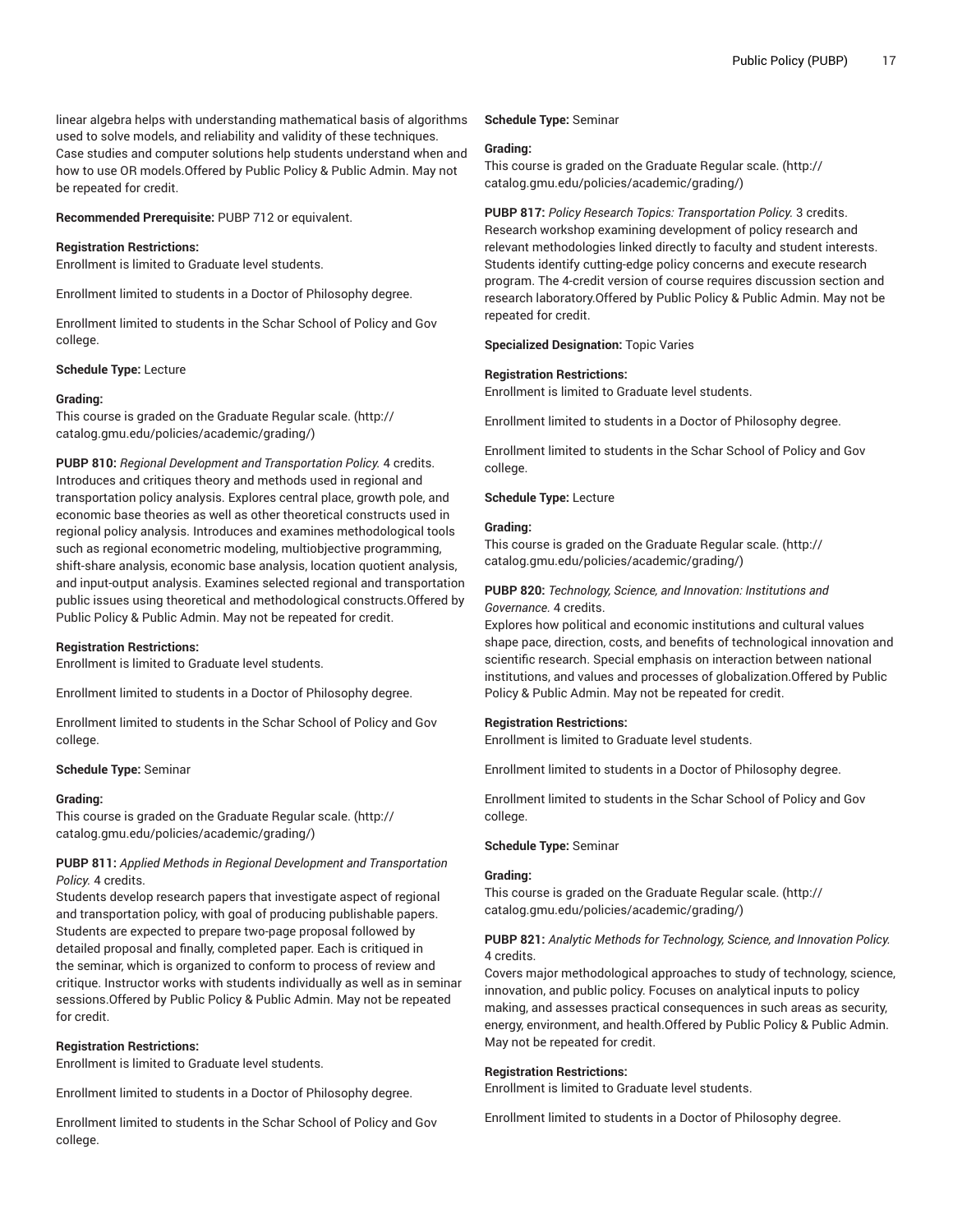linear algebra helps with understanding mathematical basis of algorithms used to solve models, and reliability and validity of these techniques. Case studies and computer solutions help students understand when and how to use OR models.Offered by Public Policy & Public Admin. May not be repeated for credit.

**Recommended Prerequisite:** PUBP 712 or equivalent.

**Registration Restrictions:**
Enrollment is limited to Graduate level students.

Enrollment limited to students in a Doctor of Philosophy degree.

Enrollment limited to students in the Schar School of Policy and Gov college.

**Schedule Type:** Lecture

**Grading:**
This course is graded on the Graduate Regular scale. (http://catalog.gmu.edu/policies/academic/grading/)

**PUBP 810:** *Regional Development and Transportation Policy.* 4 credits.
Introduces and critiques theory and methods used in regional and transportation policy analysis. Explores central place, growth pole, and economic base theories as well as other theoretical constructs used in regional policy analysis. Introduces and examines methodological tools such as regional econometric modeling, multiobjective programming, shift-share analysis, economic base analysis, location quotient analysis, and input-output analysis. Examines selected regional and transportation public issues using theoretical and methodological constructs.Offered by Public Policy & Public Admin. May not be repeated for credit.

**Registration Restrictions:**
Enrollment is limited to Graduate level students.

Enrollment limited to students in a Doctor of Philosophy degree.

Enrollment limited to students in the Schar School of Policy and Gov college.

**Schedule Type:** Seminar

**Grading:**
This course is graded on the Graduate Regular scale. (http://catalog.gmu.edu/policies/academic/grading/)

**PUBP 811:** *Applied Methods in Regional Development and Transportation Policy.* 4 credits.
Students develop research papers that investigate aspect of regional and transportation policy, with goal of producing publishable papers. Students are expected to prepare two-page proposal followed by detailed proposal and finally, completed paper. Each is critiqued in the seminar, which is organized to conform to process of review and critique. Instructor works with students individually as well as in seminar sessions.Offered by Public Policy & Public Admin. May not be repeated for credit.

**Registration Restrictions:**
Enrollment is limited to Graduate level students.

Enrollment limited to students in a Doctor of Philosophy degree.

Enrollment limited to students in the Schar School of Policy and Gov college.

**Schedule Type:** Seminar

**Grading:**
This course is graded on the Graduate Regular scale. (http://catalog.gmu.edu/policies/academic/grading/)

**PUBP 817:** *Policy Research Topics: Transportation Policy.* 3 credits.
Research workshop examining development of policy research and relevant methodologies linked directly to faculty and student interests. Students identify cutting-edge policy concerns and execute research program. The 4-credit version of course requires discussion section and research laboratory.Offered by Public Policy & Public Admin. May not be repeated for credit.

**Specialized Designation:** Topic Varies

**Registration Restrictions:**
Enrollment is limited to Graduate level students.

Enrollment limited to students in a Doctor of Philosophy degree.

Enrollment limited to students in the Schar School of Policy and Gov college.

**Schedule Type:** Lecture

**Grading:**
This course is graded on the Graduate Regular scale. (http://catalog.gmu.edu/policies/academic/grading/)

**PUBP 820:** *Technology, Science, and Innovation: Institutions and Governance.* 4 credits.
Explores how political and economic institutions and cultural values shape pace, direction, costs, and benefits of technological innovation and scientific research. Special emphasis on interaction between national institutions, and values and processes of globalization.Offered by Public Policy & Public Admin. May not be repeated for credit.

**Registration Restrictions:**
Enrollment is limited to Graduate level students.

Enrollment limited to students in a Doctor of Philosophy degree.

Enrollment limited to students in the Schar School of Policy and Gov college.

**Schedule Type:** Seminar

**Grading:**
This course is graded on the Graduate Regular scale. (http://catalog.gmu.edu/policies/academic/grading/)

**PUBP 821:** *Analytic Methods for Technology, Science, and Innovation Policy.* 4 credits.
Covers major methodological approaches to study of technology, science, innovation, and public policy. Focuses on analytical inputs to policy making, and assesses practical consequences in such areas as security, energy, environment, and health.Offered by Public Policy & Public Admin. May not be repeated for credit.

**Registration Restrictions:**
Enrollment is limited to Graduate level students.

Enrollment limited to students in a Doctor of Philosophy degree.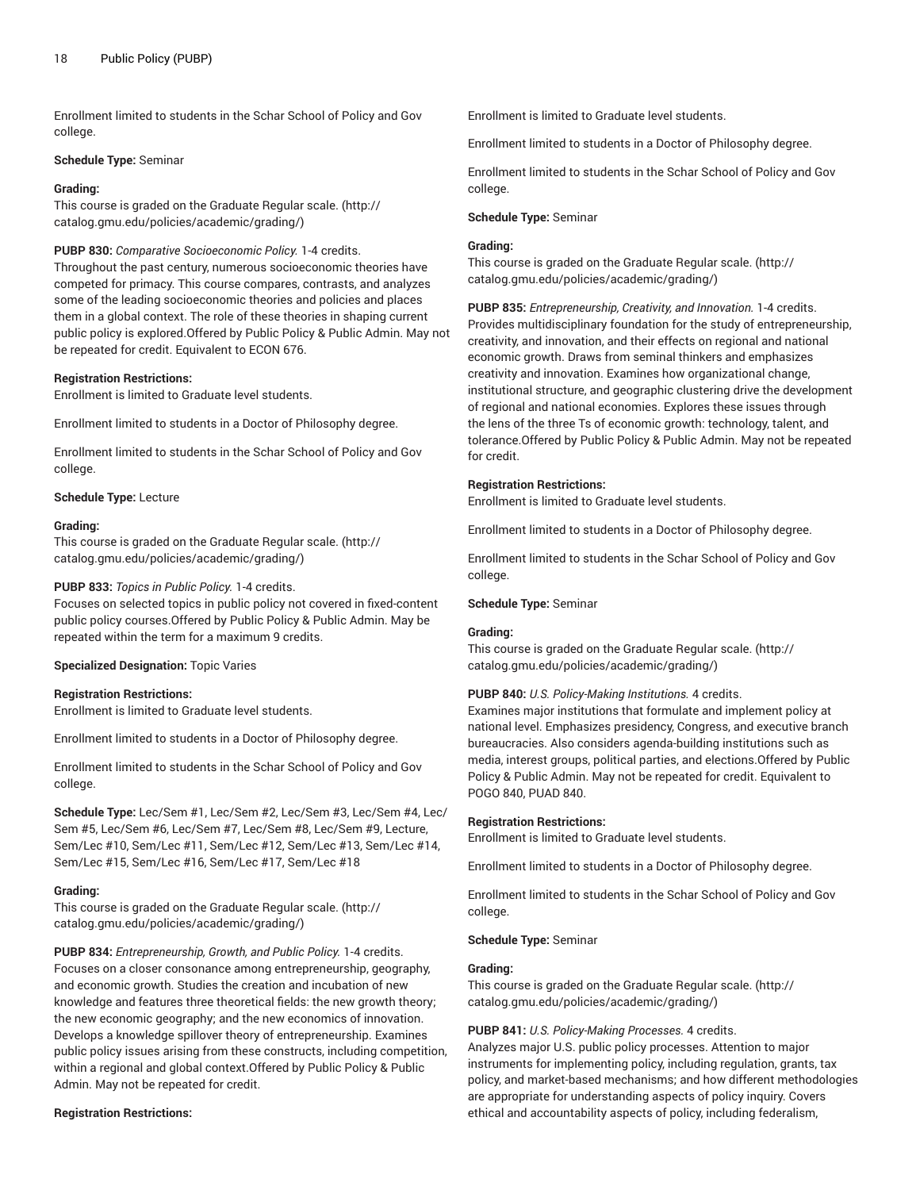Enrollment limited to students in the Schar School of Policy and Gov college.

**Schedule Type:** Seminar

**Grading:**
This course is graded on the Graduate Regular scale. (http://catalog.gmu.edu/policies/academic/grading/)

**PUBP 830:** *Comparative Socioeconomic Policy.* 1-4 credits.
Throughout the past century, numerous socioeconomic theories have competed for primacy. This course compares, contrasts, and analyzes some of the leading socioeconomic theories and policies and places them in a global context. The role of these theories in shaping current public policy is explored.Offered by Public Policy & Public Admin. May not be repeated for credit. Equivalent to ECON 676.

**Registration Restrictions:**
Enrollment is limited to Graduate level students.

Enrollment limited to students in a Doctor of Philosophy degree.

Enrollment limited to students in the Schar School of Policy and Gov college.

**Schedule Type:** Lecture

**Grading:**
This course is graded on the Graduate Regular scale. (http://catalog.gmu.edu/policies/academic/grading/)

**PUBP 833:** *Topics in Public Policy.* 1-4 credits.
Focuses on selected topics in public policy not covered in fixed-content public policy courses.Offered by Public Policy & Public Admin. May be repeated within the term for a maximum 9 credits.

**Specialized Designation:** Topic Varies

**Registration Restrictions:**
Enrollment is limited to Graduate level students.

Enrollment limited to students in a Doctor of Philosophy degree.

Enrollment limited to students in the Schar School of Policy and Gov college.

**Schedule Type:** Lec/Sem #1, Lec/Sem #2, Lec/Sem #3, Lec/Sem #4, Lec/Sem #5, Lec/Sem #6, Lec/Sem #7, Lec/Sem #8, Lec/Sem #9, Lecture, Sem/Lec #10, Sem/Lec #11, Sem/Lec #12, Sem/Lec #13, Sem/Lec #14, Sem/Lec #15, Sem/Lec #16, Sem/Lec #17, Sem/Lec #18

**Grading:**
This course is graded on the Graduate Regular scale. (http://catalog.gmu.edu/policies/academic/grading/)

**PUBP 834:** *Entrepreneurship, Growth, and Public Policy.* 1-4 credits.
Focuses on a closer consonance among entrepreneurship, geography, and economic growth. Studies the creation and incubation of new knowledge and features three theoretical fields: the new growth theory; the new economic geography; and the new economics of innovation. Develops a knowledge spillover theory of entrepreneurship. Examines public policy issues arising from these constructs, including competition, within a regional and global context.Offered by Public Policy & Public Admin. May not be repeated for credit.

**Registration Restrictions:**
Enrollment is limited to Graduate level students.

Enrollment limited to students in a Doctor of Philosophy degree.

Enrollment limited to students in the Schar School of Policy and Gov college.

**Schedule Type:** Seminar

**Grading:**
This course is graded on the Graduate Regular scale. (http://catalog.gmu.edu/policies/academic/grading/)

**PUBP 835:** *Entrepreneurship, Creativity, and Innovation.* 1-4 credits.
Provides multidisciplinary foundation for the study of entrepreneurship, creativity, and innovation, and their effects on regional and national economic growth. Draws from seminal thinkers and emphasizes creativity and innovation. Examines how organizational change, institutional structure, and geographic clustering drive the development of regional and national economies. Explores these issues through the lens of the three Ts of economic growth: technology, talent, and tolerance.Offered by Public Policy & Public Admin. May not be repeated for credit.

**Registration Restrictions:**
Enrollment is limited to Graduate level students.

Enrollment limited to students in a Doctor of Philosophy degree.

Enrollment limited to students in the Schar School of Policy and Gov college.

**Schedule Type:** Seminar

**Grading:**
This course is graded on the Graduate Regular scale. (http://catalog.gmu.edu/policies/academic/grading/)

**PUBP 840:** *U.S. Policy-Making Institutions.* 4 credits.
Examines major institutions that formulate and implement policy at national level. Emphasizes presidency, Congress, and executive branch bureaucracies. Also considers agenda-building institutions such as media, interest groups, political parties, and elections.Offered by Public Policy & Public Admin. May not be repeated for credit. Equivalent to POGO 840, PUAD 840.

**Registration Restrictions:**
Enrollment is limited to Graduate level students.

Enrollment limited to students in a Doctor of Philosophy degree.

Enrollment limited to students in the Schar School of Policy and Gov college.

**Schedule Type:** Seminar

**Grading:**
This course is graded on the Graduate Regular scale. (http://catalog.gmu.edu/policies/academic/grading/)

**PUBP 841:** *U.S. Policy-Making Processes.* 4 credits.
Analyzes major U.S. public policy processes. Attention to major instruments for implementing policy, including regulation, grants, tax policy, and market-based mechanisms; and how different methodologies are appropriate for understanding aspects of policy inquiry. Covers ethical and accountability aspects of policy, including federalism,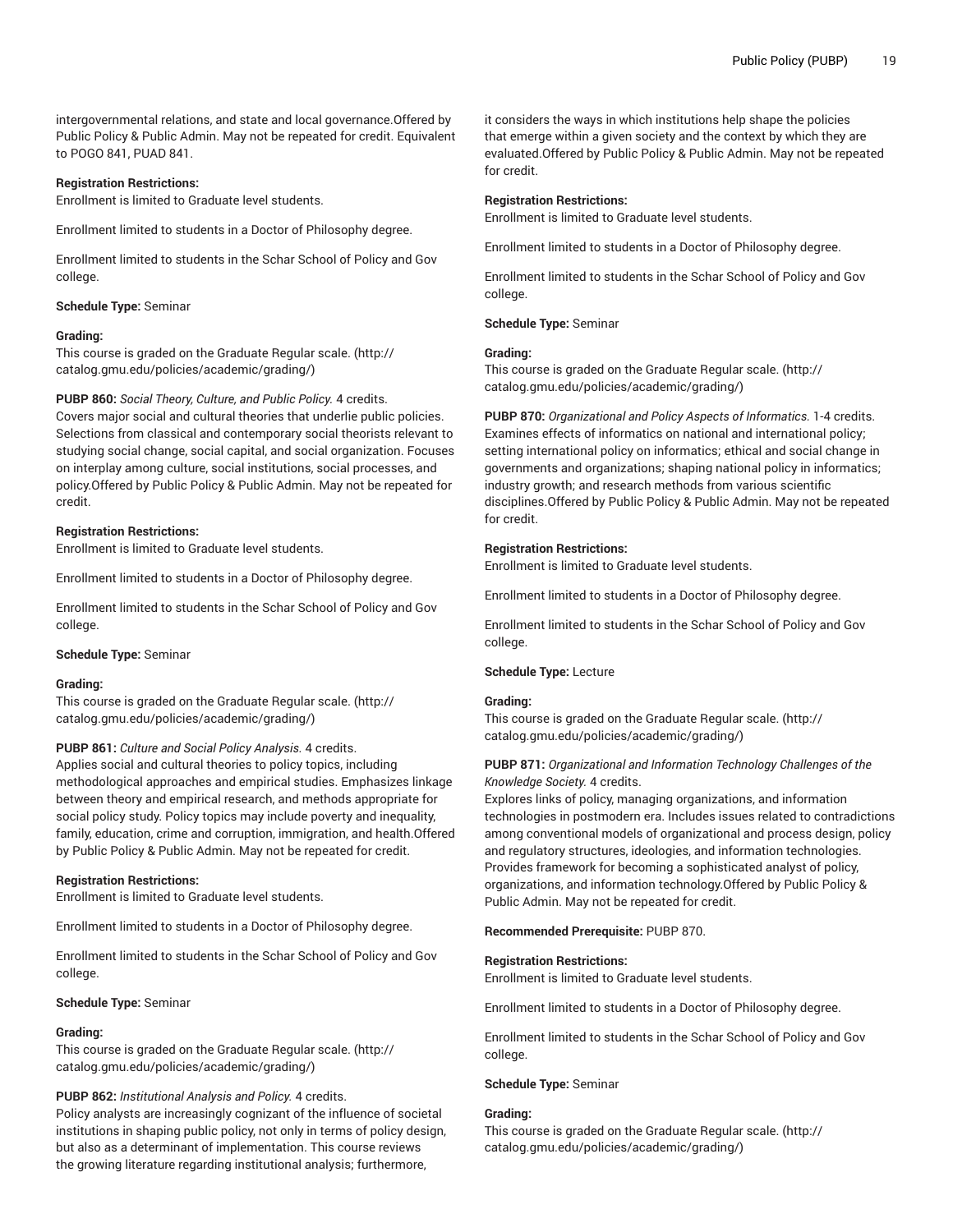intergovernmental relations, and state and local governance.Offered by Public Policy & Public Admin. May not be repeated for credit. Equivalent to POGO 841, PUAD 841.

**Registration Restrictions:**
Enrollment is limited to Graduate level students.

Enrollment limited to students in a Doctor of Philosophy degree.

Enrollment limited to students in the Schar School of Policy and Gov college.

**Schedule Type:** Seminar

**Grading:**
This course is graded on the Graduate Regular scale. (http://catalog.gmu.edu/policies/academic/grading/)

**PUBP 860:** *Social Theory, Culture, and Public Policy.* 4 credits.
Covers major social and cultural theories that underlie public policies. Selections from classical and contemporary social theorists relevant to studying social change, social capital, and social organization. Focuses on interplay among culture, social institutions, social processes, and policy.Offered by Public Policy & Public Admin. May not be repeated for credit.

**Registration Restrictions:**
Enrollment is limited to Graduate level students.

Enrollment limited to students in a Doctor of Philosophy degree.

Enrollment limited to students in the Schar School of Policy and Gov college.

**Schedule Type:** Seminar

**Grading:**
This course is graded on the Graduate Regular scale. (http://catalog.gmu.edu/policies/academic/grading/)

**PUBP 861:** *Culture and Social Policy Analysis.* 4 credits.
Applies social and cultural theories to policy topics, including methodological approaches and empirical studies. Emphasizes linkage between theory and empirical research, and methods appropriate for social policy study. Policy topics may include poverty and inequality, family, education, crime and corruption, immigration, and health.Offered by Public Policy & Public Admin. May not be repeated for credit.

**Registration Restrictions:**
Enrollment is limited to Graduate level students.

Enrollment limited to students in a Doctor of Philosophy degree.

Enrollment limited to students in the Schar School of Policy and Gov college.

**Schedule Type:** Seminar

**Grading:**
This course is graded on the Graduate Regular scale. (http://catalog.gmu.edu/policies/academic/grading/)

**PUBP 862:** *Institutional Analysis and Policy.* 4 credits.
Policy analysts are increasingly cognizant of the influence of societal institutions in shaping public policy, not only in terms of policy design, but also as a determinant of implementation. This course reviews the growing literature regarding institutional analysis; furthermore, it considers the ways in which institutions help shape the policies that emerge within a given society and the context by which they are evaluated.Offered by Public Policy & Public Admin. May not be repeated for credit.

**Registration Restrictions:**
Enrollment is limited to Graduate level students.

Enrollment limited to students in a Doctor of Philosophy degree.

Enrollment limited to students in the Schar School of Policy and Gov college.

**Schedule Type:** Seminar

**Grading:**
This course is graded on the Graduate Regular scale. (http://catalog.gmu.edu/policies/academic/grading/)

**PUBP 870:** *Organizational and Policy Aspects of Informatics.* 1-4 credits.
Examines effects of informatics on national and international policy; setting international policy on informatics; ethical and social change in governments and organizations; shaping national policy in informatics; industry growth; and research methods from various scientific disciplines.Offered by Public Policy & Public Admin. May not be repeated for credit.

**Registration Restrictions:**
Enrollment is limited to Graduate level students.

Enrollment limited to students in a Doctor of Philosophy degree.

Enrollment limited to students in the Schar School of Policy and Gov college.

**Schedule Type:** Lecture

**Grading:**
This course is graded on the Graduate Regular scale. (http://catalog.gmu.edu/policies/academic/grading/)

**PUBP 871:** *Organizational and Information Technology Challenges of the Knowledge Society.* 4 credits.
Explores links of policy, managing organizations, and information technologies in postmodern era. Includes issues related to contradictions among conventional models of organizational and process design, policy and regulatory structures, ideologies, and information technologies. Provides framework for becoming a sophisticated analyst of policy, organizations, and information technology.Offered by Public Policy & Public Admin. May not be repeated for credit.

**Recommended Prerequisite:** PUBP 870.

**Registration Restrictions:**
Enrollment is limited to Graduate level students.

Enrollment limited to students in a Doctor of Philosophy degree.

Enrollment limited to students in the Schar School of Policy and Gov college.

**Schedule Type:** Seminar

**Grading:**
This course is graded on the Graduate Regular scale. (http://catalog.gmu.edu/policies/academic/grading/)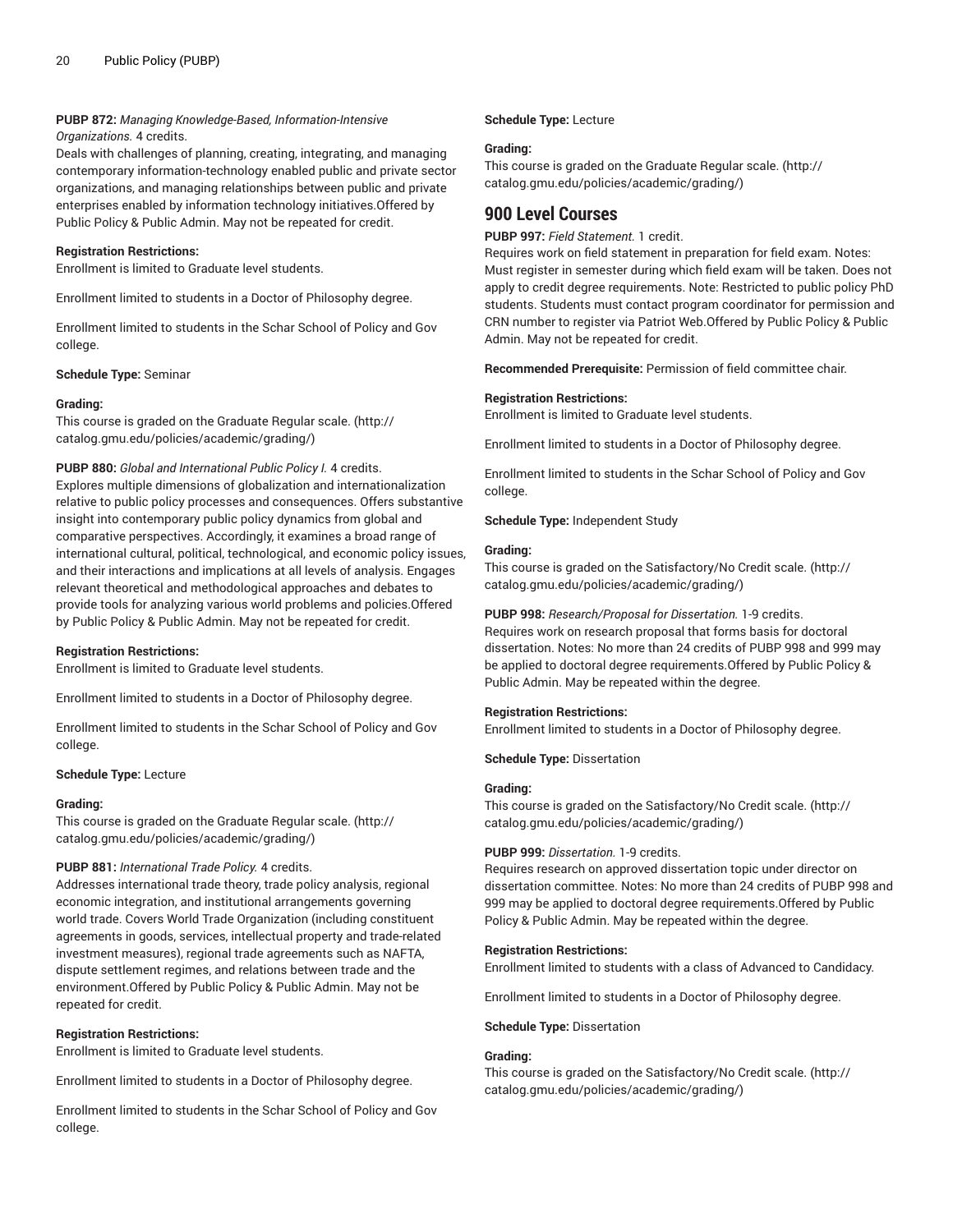**PUBP 872:** *Managing Knowledge-Based, Information-Intensive Organizations.* 4 credits.
Deals with challenges of planning, creating, integrating, and managing contemporary information-technology enabled public and private sector organizations, and managing relationships between public and private enterprises enabled by information technology initiatives.Offered by Public Policy & Public Admin. May not be repeated for credit.

**Registration Restrictions:**
Enrollment is limited to Graduate level students.

Enrollment limited to students in a Doctor of Philosophy degree.

Enrollment limited to students in the Schar School of Policy and Gov college.

**Schedule Type:** Seminar

**Grading:**
This course is graded on the Graduate Regular scale. (http://catalog.gmu.edu/policies/academic/grading/)

**PUBP 880:** *Global and International Public Policy I.* 4 credits.
Explores multiple dimensions of globalization and internationalization relative to public policy processes and consequences. Offers substantive insight into contemporary public policy dynamics from global and comparative perspectives. Accordingly, it examines a broad range of international cultural, political, technological, and economic policy issues, and their interactions and implications at all levels of analysis. Engages relevant theoretical and methodological approaches and debates to provide tools for analyzing various world problems and policies.Offered by Public Policy & Public Admin. May not be repeated for credit.

**Registration Restrictions:**
Enrollment is limited to Graduate level students.

Enrollment limited to students in a Doctor of Philosophy degree.

Enrollment limited to students in the Schar School of Policy and Gov college.

**Schedule Type:** Lecture

**Grading:**
This course is graded on the Graduate Regular scale. (http://catalog.gmu.edu/policies/academic/grading/)

**PUBP 881:** *International Trade Policy.* 4 credits.
Addresses international trade theory, trade policy analysis, regional economic integration, and institutional arrangements governing world trade. Covers World Trade Organization (including constituent agreements in goods, services, intellectual property and trade-related investment measures), regional trade agreements such as NAFTA, dispute settlement regimes, and relations between trade and the environment.Offered by Public Policy & Public Admin. May not be repeated for credit.

**Registration Restrictions:**
Enrollment is limited to Graduate level students.

Enrollment limited to students in a Doctor of Philosophy degree.

Enrollment limited to students in the Schar School of Policy and Gov college.

**Schedule Type:** Lecture

**Grading:**
This course is graded on the Graduate Regular scale. (http://catalog.gmu.edu/policies/academic/grading/)

## 900 Level Courses

**PUBP 997:** *Field Statement.* 1 credit.
Requires work on field statement in preparation for field exam. Notes: Must register in semester during which field exam will be taken. Does not apply to credit degree requirements. Note: Restricted to public policy PhD students. Students must contact program coordinator for permission and CRN number to register via Patriot Web.Offered by Public Policy & Public Admin. May not be repeated for credit.

**Recommended Prerequisite:** Permission of field committee chair.

**Registration Restrictions:**
Enrollment is limited to Graduate level students.

Enrollment limited to students in a Doctor of Philosophy degree.

Enrollment limited to students in the Schar School of Policy and Gov college.

**Schedule Type:** Independent Study

**Grading:**
This course is graded on the Satisfactory/No Credit scale. (http://catalog.gmu.edu/policies/academic/grading/)

**PUBP 998:** *Research/Proposal for Dissertation.* 1-9 credits.
Requires work on research proposal that forms basis for doctoral dissertation. Notes: No more than 24 credits of PUBP 998 and 999 may be applied to doctoral degree requirements.Offered by Public Policy & Public Admin. May be repeated within the degree.

**Registration Restrictions:**
Enrollment limited to students in a Doctor of Philosophy degree.

**Schedule Type:** Dissertation

**Grading:**
This course is graded on the Satisfactory/No Credit scale. (http://catalog.gmu.edu/policies/academic/grading/)

**PUBP 999:** *Dissertation.* 1-9 credits.
Requires research on approved dissertation topic under director on dissertation committee. Notes: No more than 24 credits of PUBP 998 and 999 may be applied to doctoral degree requirements.Offered by Public Policy & Public Admin. May be repeated within the degree.

**Registration Restrictions:**
Enrollment limited to students with a class of Advanced to Candidacy.

Enrollment limited to students in a Doctor of Philosophy degree.

**Schedule Type:** Dissertation

**Grading:**
This course is graded on the Satisfactory/No Credit scale. (http://catalog.gmu.edu/policies/academic/grading/)